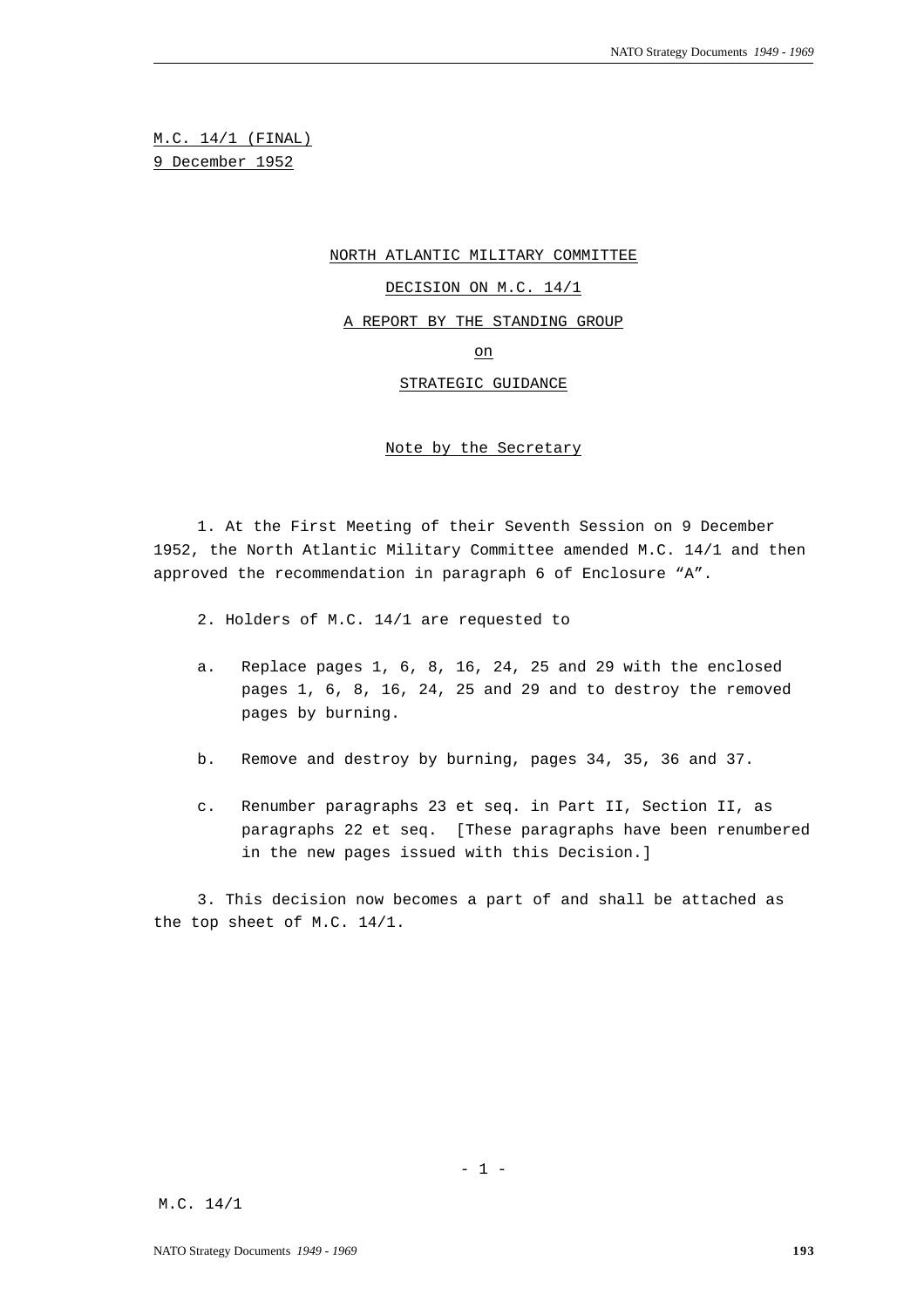M.C. 14/1 (FINAL)
9 December 1952

# NORTH ATLANTIC MILITARY COMMITTEE

## DECISION ON M.C. 14/1

## A REPORT BY THE STANDING GROUP

## on

## STRATEGIC GUIDANCE

### Note by the Secretary

1. At the First Meeting of their Seventh Session on 9 December 1952, the North Atlantic Military Committee amended M.C. 14/1 and then approved the recommendation in paragraph 6 of Enclosure "A".

2. Holders of M.C. 14/1 are requested to

   a. Replace pages 1, 6, 8, 16, 24, 25 and 29 with the enclosed pages 1, 6, 8, 16, 24, 25 and 29 and to destroy the removed pages by burning.

   b. Remove and destroy by burning, pages 34, 35, 36 and 37.

   c. Renumber paragraphs 23 et seq. in Part II, Section II, as paragraphs 22 et seq. [These paragraphs have been renumbered in the new pages issued with this Decision.]

3. This decision now becomes a part of and shall be attached as the top sheet of M.C. 14/1.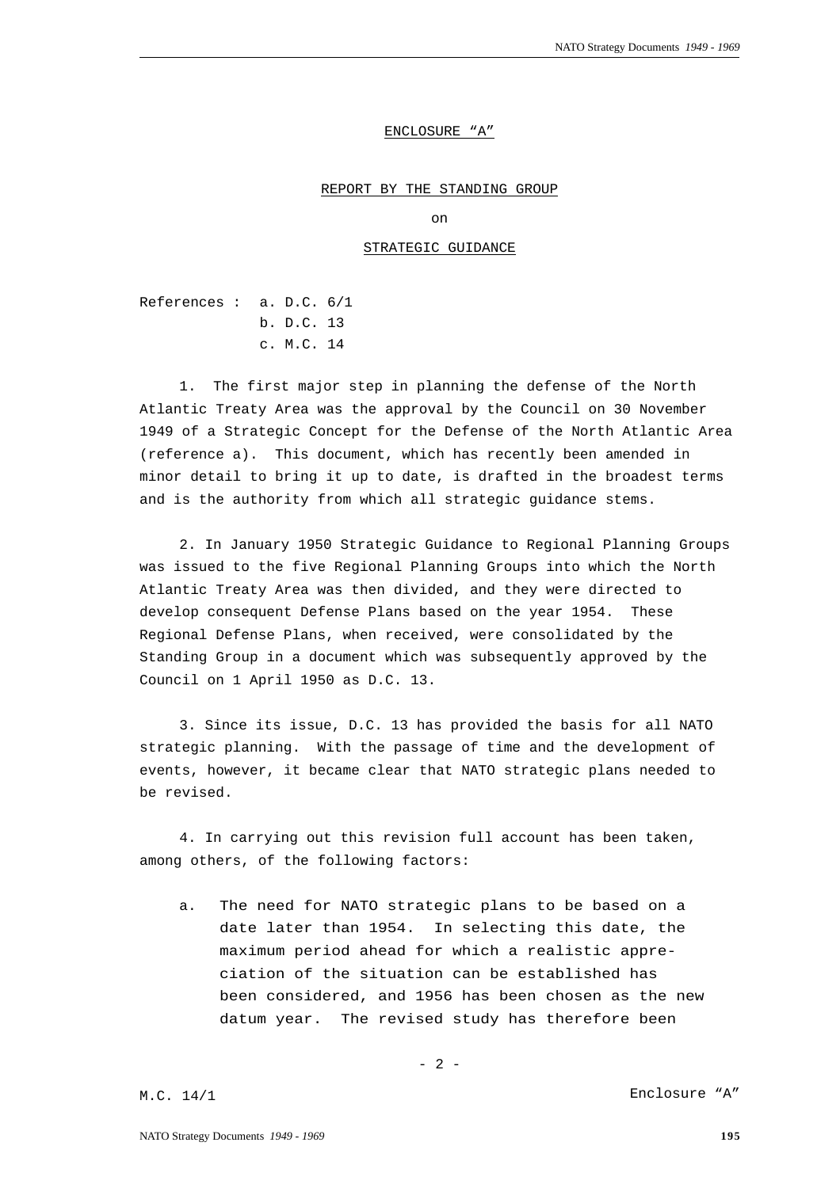ENCLOSURE "A"

REPORT BY THE STANDING GROUP

on

STRATEGIC GUIDANCE

References : a. D.C. 6/1
b. D.C. 13
c. M.C. 14

1. The first major step in planning the defense of the North Atlantic Treaty Area was the approval by the Council on 30 November 1949 of a Strategic Concept for the Defense of the North Atlantic Area (reference a). This document, which has recently been amended in minor detail to bring it up to date, is drafted in the broadest terms and is the authority from which all strategic guidance stems.

2. In January 1950 Strategic Guidance to Regional Planning Groups was issued to the five Regional Planning Groups into which the North Atlantic Treaty Area was then divided, and they were directed to develop consequent Defense Plans based on the year 1954. These Regional Defense Plans, when received, were consolidated by the Standing Group in a document which was subsequently approved by the Council on 1 April 1950 as D.C. 13.

3. Since its issue, D.C. 13 has provided the basis for all NATO strategic planning. With the passage of time and the development of events, however, it became clear that NATO strategic plans needed to be revised.

4. In carrying out this revision full account has been taken, among others, of the following factors:

a. The need for NATO strategic plans to be based on a date later than 1954. In selecting this date, the maximum period ahead for which a realistic appreciation of the situation can be established has been considered, and 1956 has been chosen as the new datum year. The revised study has therefore been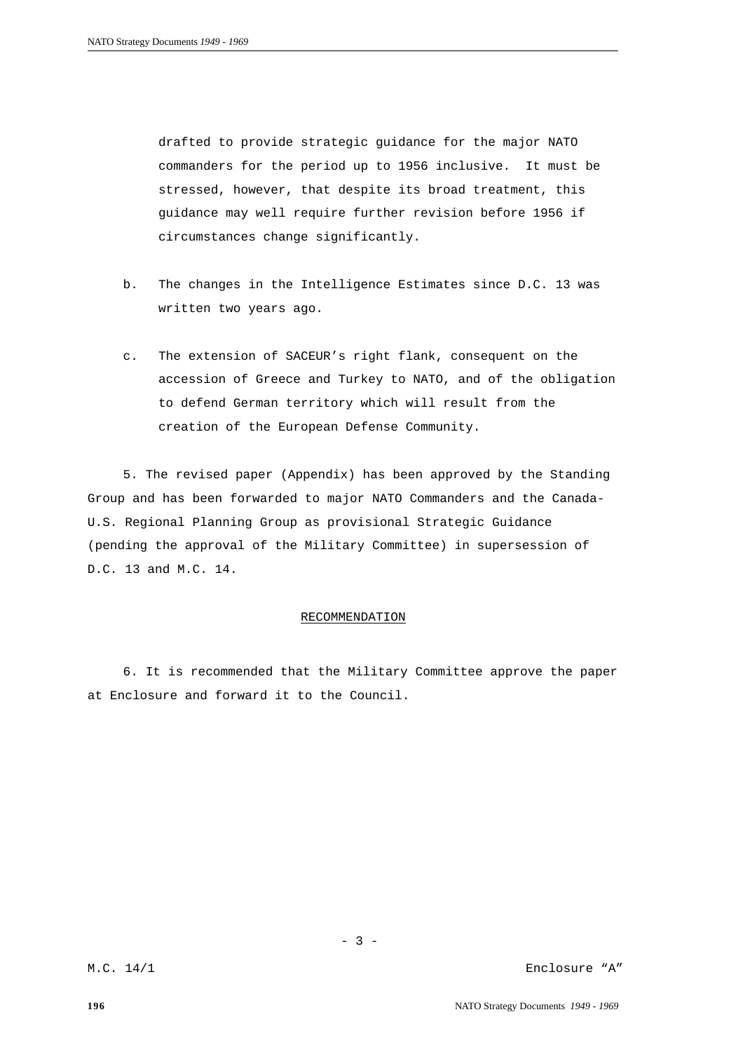drafted to provide strategic guidance for the major NATO commanders for the period up to 1956 inclusive. It must be stressed, however, that despite its broad treatment, this guidance may well require further revision before 1956 if circumstances change significantly.

b. The changes in the Intelligence Estimates since D.C. 13 was written two years ago.

c. The extension of SACEUR's right flank, consequent on the accession of Greece and Turkey to NATO, and of the obligation to defend German territory which will result from the creation of the European Defense Community.

5. The revised paper (Appendix) has been approved by the Standing Group and has been forwarded to major NATO Commanders and the Canada-U.S. Regional Planning Group as provisional Strategic Guidance (pending the approval of the Military Committee) in supersession of D.C. 13 and M.C. 14.

## RECOMMENDATION

6. It is recommended that the Military Committee approve the paper at Enclosure and forward it to the Council.

M.C. 14/1 Enclosure "A"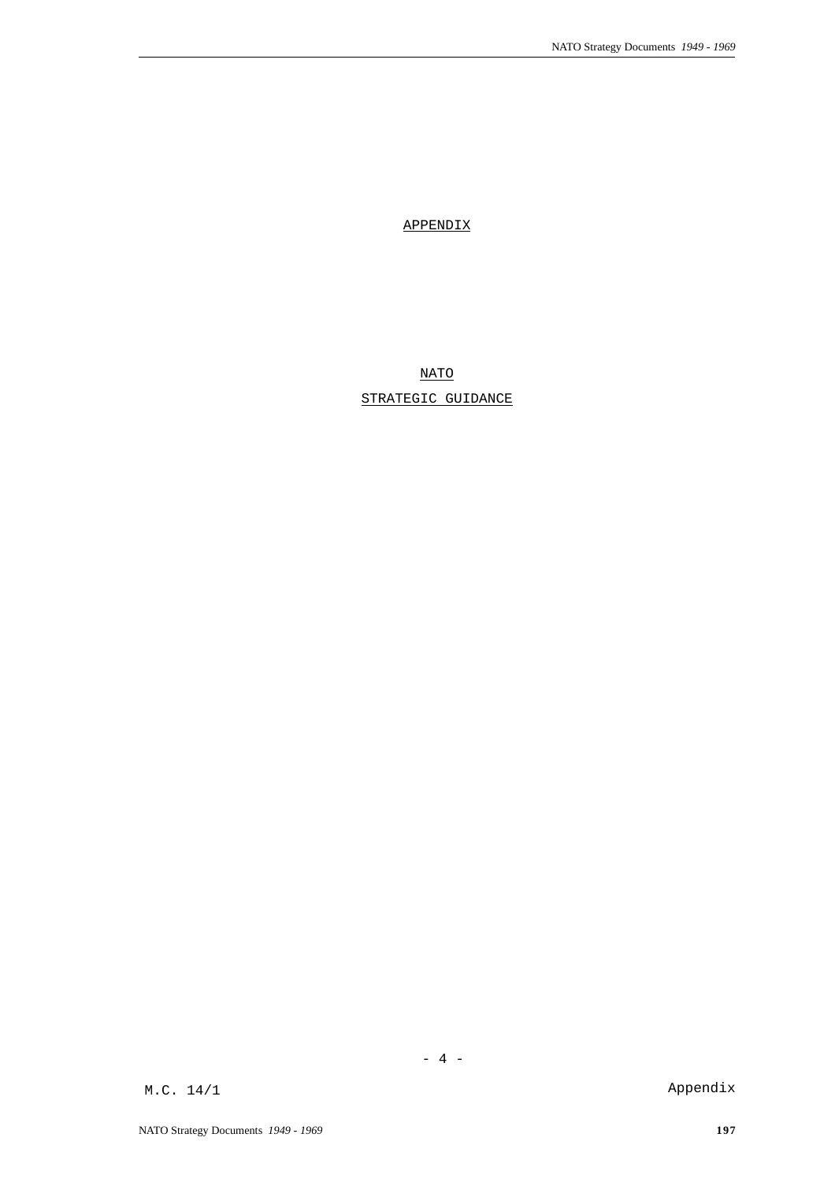APPENDIX

NATO

STRATEGIC GUIDANCE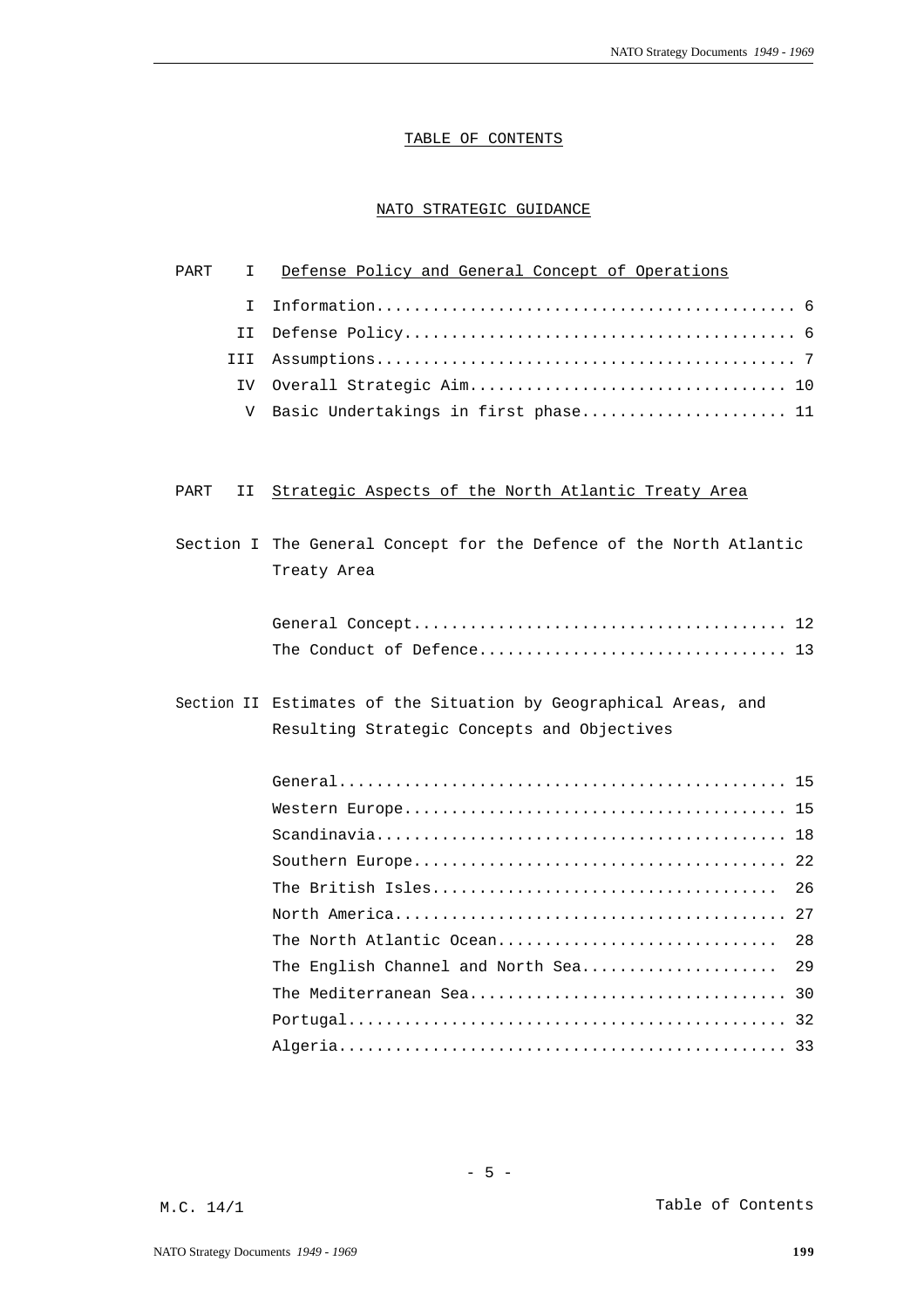# TABLE OF CONTENTS

## NATO STRATEGIC GUIDANCE

### PART I Defense Policy and General Concept of Operations

| | | |
|---|---|---|
| I | Information | 6 |
| II | Defense Policy | 6 |
| III | Assumptions | 7 |
| IV | Overall Strategic Aim | 10 |
| V | Basic Undertakings in first phase | 11 |

### PART II Strategic Aspects of the North Atlantic Treaty Area

**Section I** The General Concept for the Defence of the North Atlantic Treaty Area

| | |
|---|---|
| General Concept | 12 |
| The Conduct of Defence | 13 |

**Section II** Estimates of the Situation by Geographical Areas, and Resulting Strategic Concepts and Objectives

| | |
|---|---|
| General | 15 |
| Western Europe | 15 |
| Scandinavia | 18 |
| Southern Europe | 22 |
| The British Isles | 26 |
| North America | 27 |
| The North Atlantic Ocean | 28 |
| The English Channel and North Sea | 29 |
| The Mediterranean Sea | 30 |
| Portugal | 32 |
| Algeria | 33 |

- 5 -

M.C. 14/1 Table of Contents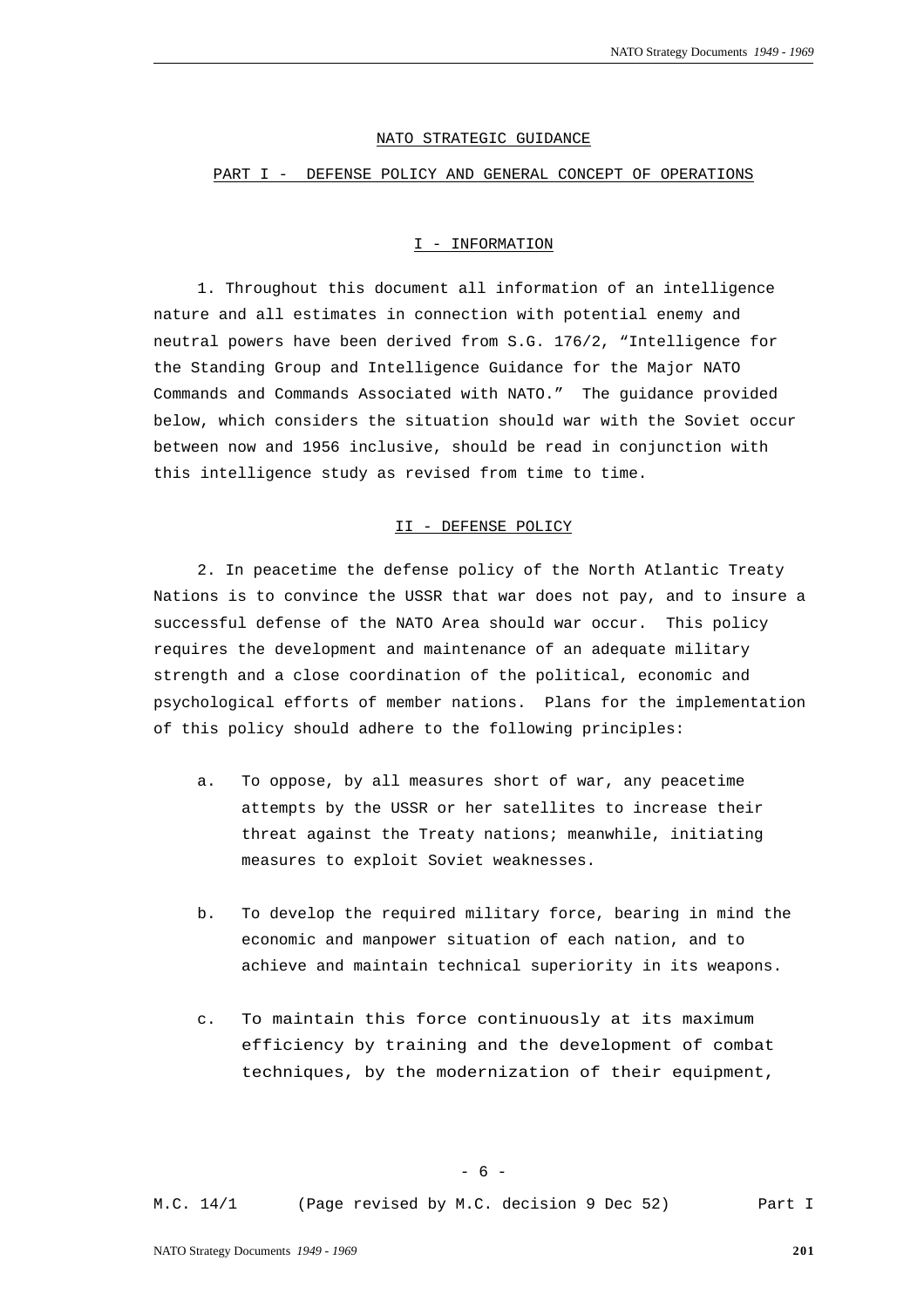NATO STRATEGIC GUIDANCE

PART I - DEFENSE POLICY AND GENERAL CONCEPT OF OPERATIONS

I - INFORMATION

1. Throughout this document all information of an intelligence nature and all estimates in connection with potential enemy and neutral powers have been derived from S.G. 176/2, "Intelligence for the Standing Group and Intelligence Guidance for the Major NATO Commands and Commands Associated with NATO." The guidance provided below, which considers the situation should war with the Soviet occur between now and 1956 inclusive, should be read in conjunction with this intelligence study as revised from time to time.

II - DEFENSE POLICY

2. In peacetime the defense policy of the North Atlantic Treaty Nations is to convince the USSR that war does not pay, and to insure a successful defense of the NATO Area should war occur. This policy requires the development and maintenance of an adequate military strength and a close coordination of the political, economic and psychological efforts of member nations. Plans for the implementation of this policy should adhere to the following principles:

a. To oppose, by all measures short of war, any peacetime attempts by the USSR or her satellites to increase their threat against the Treaty nations; meanwhile, initiating measures to exploit Soviet weaknesses.

b. To develop the required military force, bearing in mind the economic and manpower situation of each nation, and to achieve and maintain technical superiority in its weapons.

c. To maintain this force continuously at its maximum efficiency by training and the development of combat techniques, by the modernization of their equipment,

M.C. 14/1 (Page revised by M.C. decision 9 Dec 52) Part I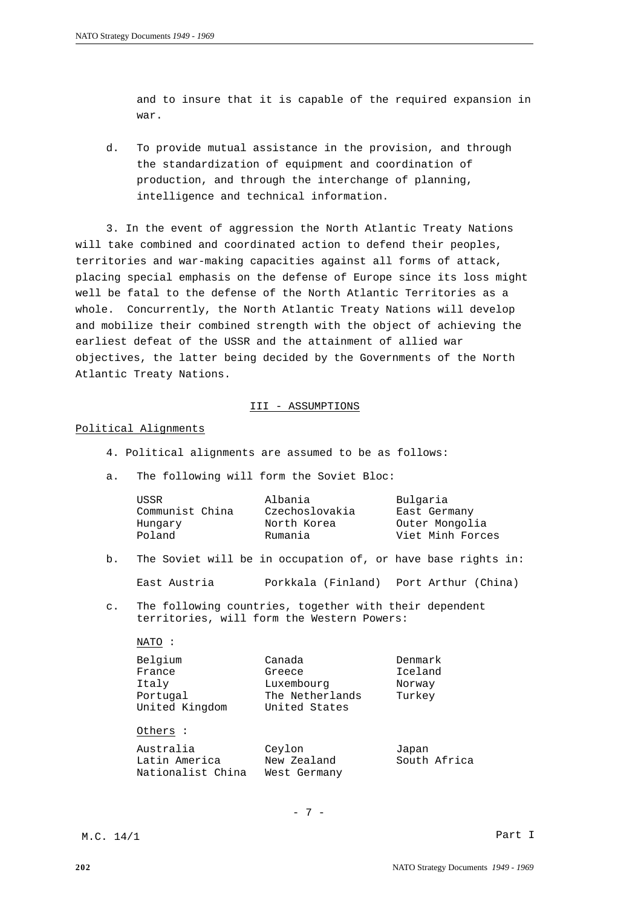and to insure that it is capable of the required expansion in war.

d. To provide mutual assistance in the provision, and through the standardization of equipment and coordination of production, and through the interchange of planning, intelligence and technical information.

3. In the event of aggression the North Atlantic Treaty Nations will take combined and coordinated action to defend their peoples, territories and war-making capacities against all forms of attack, placing special emphasis on the defense of Europe since its loss might well be fatal to the defense of the North Atlantic Territories as a whole. Concurrently, the North Atlantic Treaty Nations will develop and mobilize their combined strength with the object of achieving the earliest defeat of the USSR and the attainment of allied war objectives, the latter being decided by the Governments of the North Atlantic Treaty Nations.

## III - ASSUMPTIONS

### Political Alignments

4. Political alignments are assumed to be as follows:

a. The following will form the Soviet Bloc:

| | | |
|---|---|---|
| USSR | Albania | Bulgaria |
| Communist China | Czechoslovakia | East Germany |
| Hungary | North Korea | Outer Mongolia |
| Poland | Rumania | Viet Minh Forces |

b. The Soviet will be in occupation of, or have base rights in:

| | | |
|---|---|---|
| East Austria | Porkkala (Finland) | Port Arthur (China) |

c. The following countries, together with their dependent territories, will form the Western Powers:

NATO :

| | | |
|---|---|---|
| Belgium | Canada | Denmark |
| France | Greece | Iceland |
| Italy | Luxembourg | Norway |
| Portugal | The Netherlands | Turkey |
| United Kingdom | United States | |

Others :

| | | |
|---|---|---|
| Australia | Ceylon | Japan |
| Latin America | New Zealand | South Africa |
| Nationalist China | West Germany | |

M.C. 14/1 Part I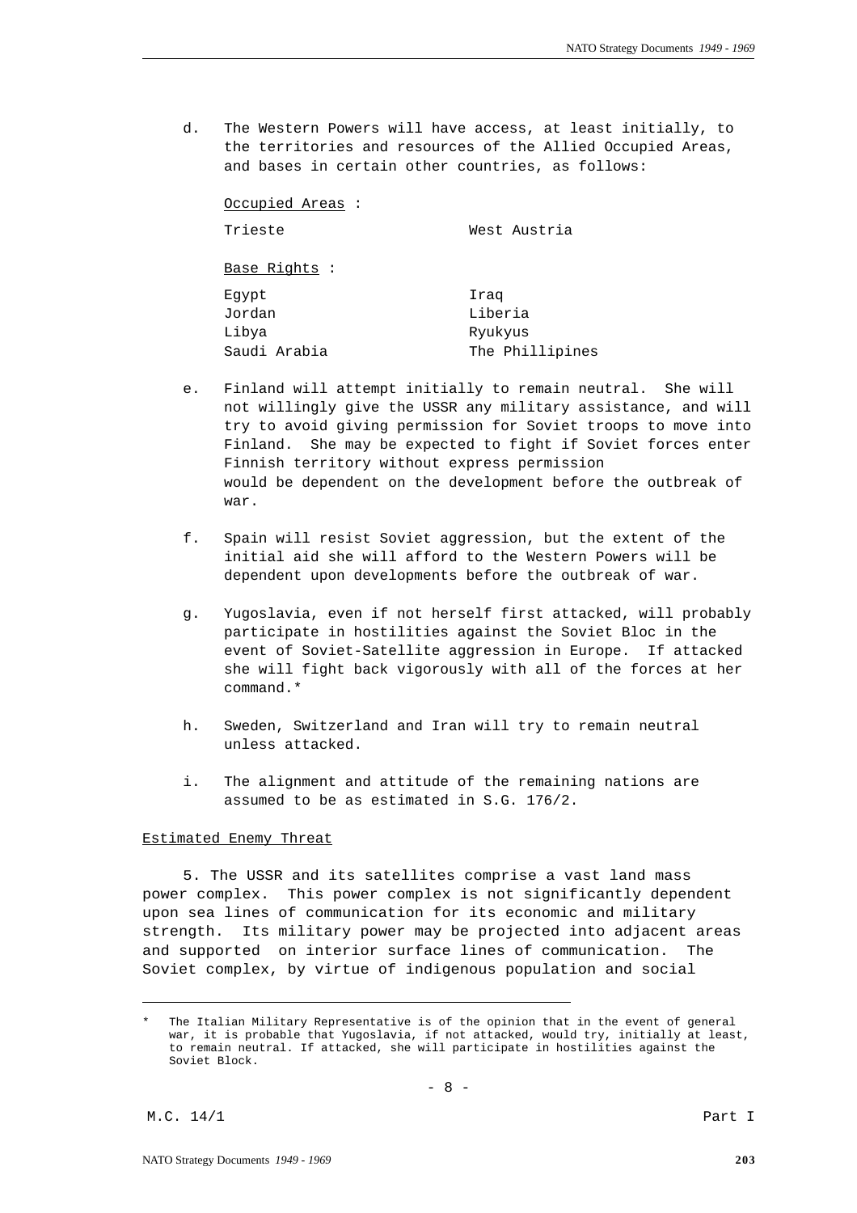d. The Western Powers will have access, at least initially, to the territories and resources of the Allied Occupied Areas, and bases in certain other countries, as follows:

<u>Occupied Areas</u> :

| | |
|---|---|
| Trieste | West Austria |

<u>Base Rights</u> :

| | |
|---|---|
| Egypt | Iraq |
| Jordan | Liberia |
| Libya | Ryukyus |
| Saudi Arabia | The Phillipines |

e. Finland will attempt initially to remain neutral. She will not willingly give the USSR any military assistance, and will try to avoid giving permission for Soviet troops to move into Finland. She may be expected to fight if Soviet forces enter Finnish territory without express permission would be dependent on the development before the outbreak of war.

f. Spain will resist Soviet aggression, but the extent of the initial aid she will afford to the Western Powers will be dependent upon developments before the outbreak of war.

g. Yugoslavia, even if not herself first attacked, will probably participate in hostilities against the Soviet Bloc in the event of Soviet-Satellite aggression in Europe. If attacked she will fight back vigorously with all of the forces at her command.*

h. Sweden, Switzerland and Iran will try to remain neutral unless attacked.

i. The alignment and attitude of the remaining nations are assumed to be as estimated in S.G. 176/2.

<u>Estimated Enemy Threat</u>

5. The USSR and its satellites comprise a vast land mass power complex. This power complex is not significantly dependent upon sea lines of communication for its economic and military strength. Its military power may be projected into adjacent areas and supported on interior surface lines of communication. The Soviet complex, by virtue of indigenous population and social

---

\* The Italian Military Representative is of the opinion that in the event of general war, it is probable that Yugoslavia, if not attacked, would try, initially at least, to remain neutral. If attacked, she will participate in hostilities against the Soviet Block.

M.C. 14/1 Part I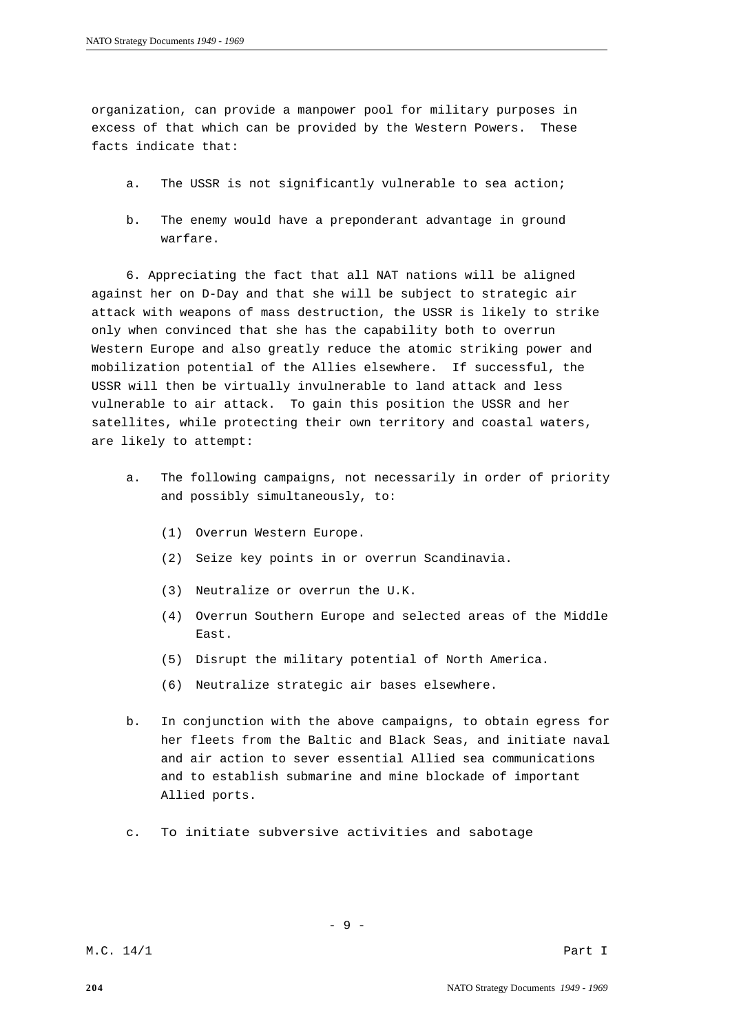organization, can provide a manpower pool for military purposes in excess of that which can be provided by the Western Powers. These facts indicate that:

a. The USSR is not significantly vulnerable to sea action;

b. The enemy would have a preponderant advantage in ground warfare.

6. Appreciating the fact that all NAT nations will be aligned against her on D-Day and that she will be subject to strategic air attack with weapons of mass destruction, the USSR is likely to strike only when convinced that she has the capability both to overrun Western Europe and also greatly reduce the atomic striking power and mobilization potential of the Allies elsewhere. If successful, the USSR will then be virtually invulnerable to land attack and less vulnerable to air attack. To gain this position the USSR and her satellites, while protecting their own territory and coastal waters, are likely to attempt:

a. The following campaigns, not necessarily in order of priority and possibly simultaneously, to:

   (1) Overrun Western Europe.

   (2) Seize key points in or overrun Scandinavia.

   (3) Neutralize or overrun the U.K.

   (4) Overrun Southern Europe and selected areas of the Middle East.

   (5) Disrupt the military potential of North America.

   (6) Neutralize strategic air bases elsewhere.

b. In conjunction with the above campaigns, to obtain egress for her fleets from the Baltic and Black Seas, and initiate naval and air action to sever essential Allied sea communications and to establish submarine and mine blockade of important Allied ports.

c. To initiate subversive activities and sabotage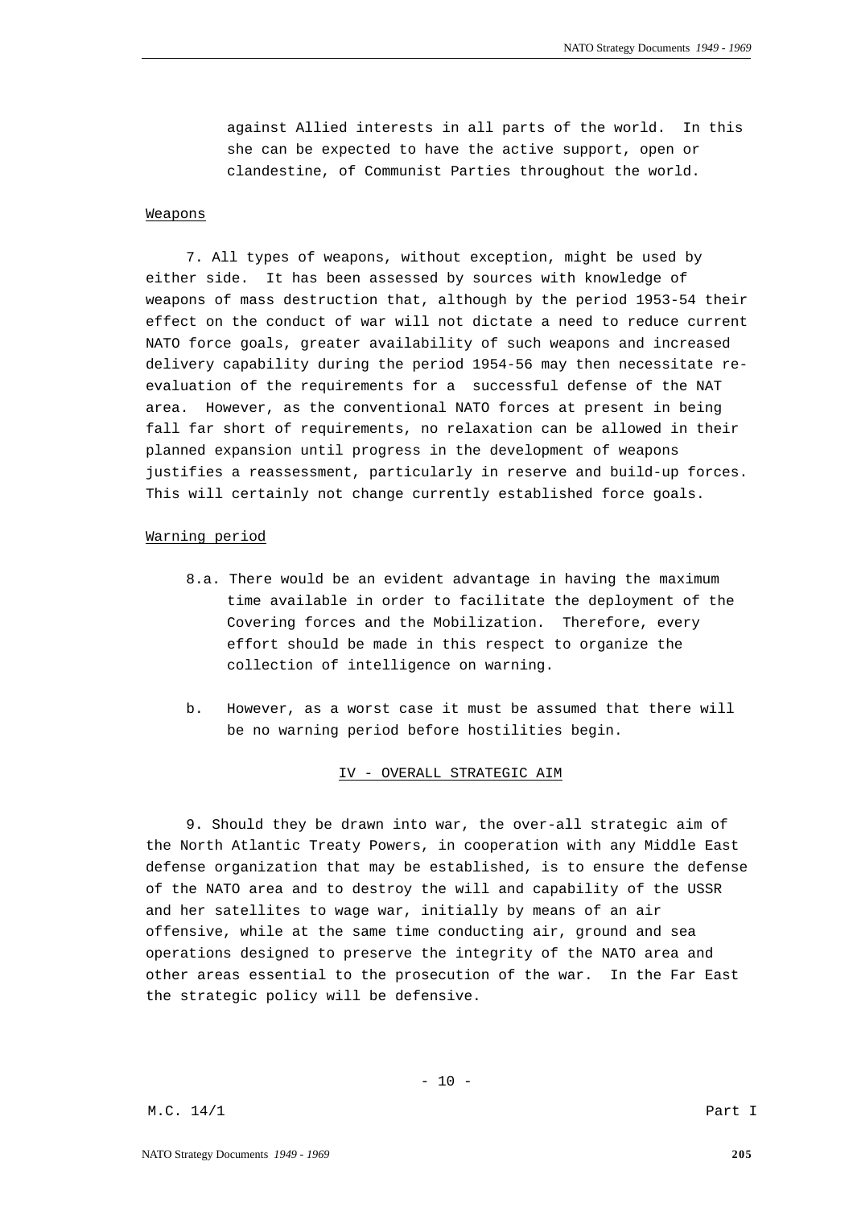against Allied interests in all parts of the world. In this she can be expected to have the active support, open or clandestine, of Communist Parties throughout the world.

Weapons

7. All types of weapons, without exception, might be used by either side. It has been assessed by sources with knowledge of weapons of mass destruction that, although by the period 1953-54 their effect on the conduct of war will not dictate a need to reduce current NATO force goals, greater availability of such weapons and increased delivery capability during the period 1954-56 may then necessitate re-evaluation of the requirements for a successful defense of the NAT area. However, as the conventional NATO forces at present in being fall far short of requirements, no relaxation can be allowed in their planned expansion until progress in the development of weapons justifies a reassessment, particularly in reserve and build-up forces. This will certainly not change currently established force goals.

Warning period

8.a. There would be an evident advantage in having the maximum time available in order to facilitate the deployment of the Covering forces and the Mobilization. Therefore, every effort should be made in this respect to organize the collection of intelligence on warning.

b. However, as a worst case it must be assumed that there will be no warning period before hostilities begin.

## IV - OVERALL STRATEGIC AIM

9. Should they be drawn into war, the over-all strategic aim of the North Atlantic Treaty Powers, in cooperation with any Middle East defense organization that may be established, is to ensure the defense of the NATO area and to destroy the will and capability of the USSR and her satellites to wage war, initially by means of an air offensive, while at the same time conducting air, ground and sea operations designed to preserve the integrity of the NATO area and other areas essential to the prosecution of the war. In the Far East the strategic policy will be defensive.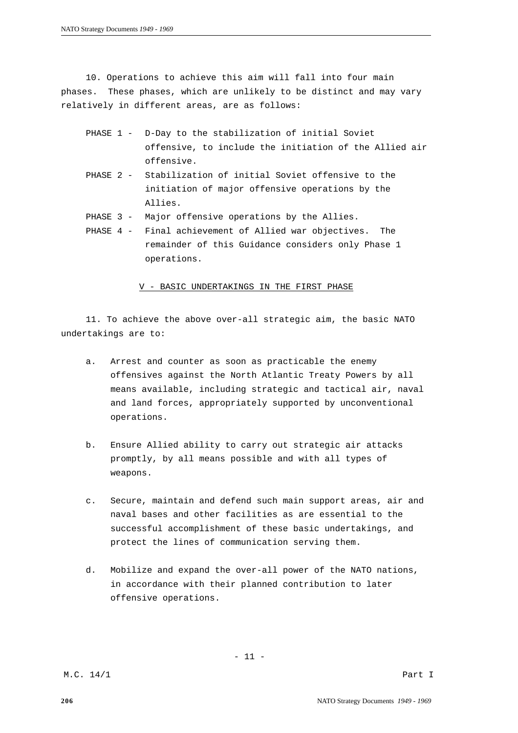10. Operations to achieve this aim will fall into four main phases. These phases, which are unlikely to be distinct and may vary relatively in different areas, are as follows:

PHASE 1 - D-Day to the stabilization of initial Soviet offensive, to include the initiation of the Allied air offensive.

PHASE 2 - Stabilization of initial Soviet offensive to the initiation of major offensive operations by the Allies.

PHASE 3 - Major offensive operations by the Allies.

PHASE 4 - Final achievement of Allied war objectives. The remainder of this Guidance considers only Phase 1 operations.

## V - BASIC UNDERTAKINGS IN THE FIRST PHASE

11. To achieve the above over-all strategic aim, the basic NATO undertakings are to:

a. Arrest and counter as soon as practicable the enemy offensives against the North Atlantic Treaty Powers by all means available, including strategic and tactical air, naval and land forces, appropriately supported by unconventional operations.

b. Ensure Allied ability to carry out strategic air attacks promptly, by all means possible and with all types of weapons.

c. Secure, maintain and defend such main support areas, air and naval bases and other facilities as are essential to the successful accomplishment of these basic undertakings, and protect the lines of communication serving them.

d. Mobilize and expand the over-all power of the NATO nations, in accordance with their planned contribution to later offensive operations.

M.C. 14/1 Part I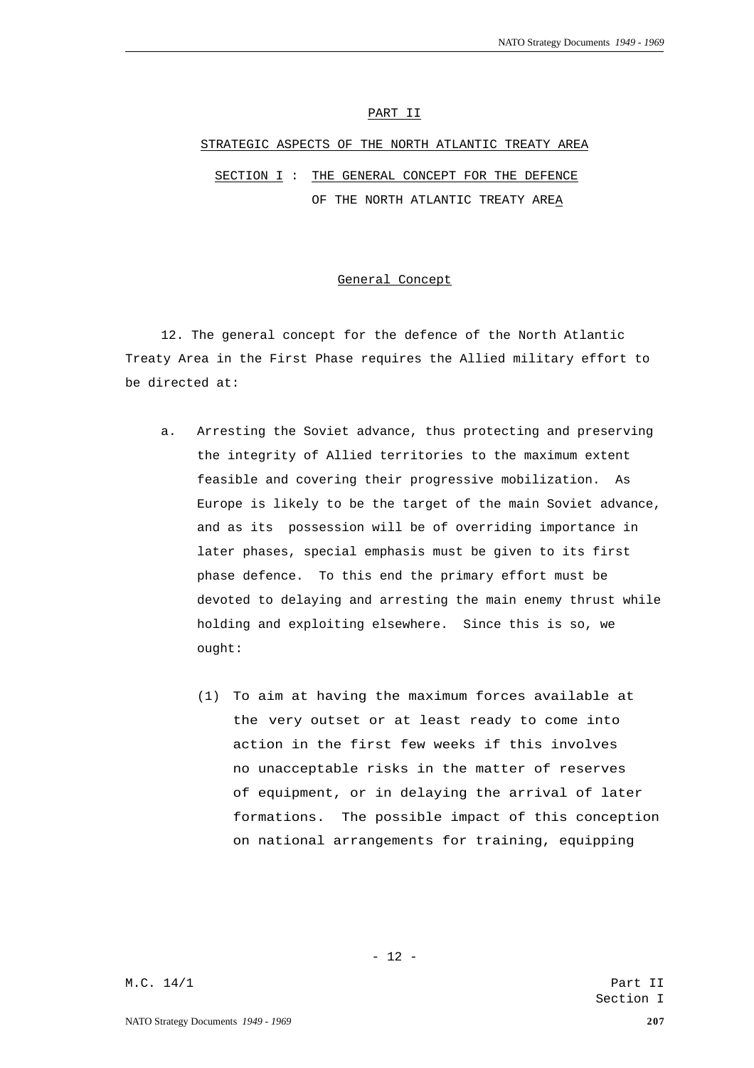## PART II

## STRATEGIC ASPECTS OF THE NORTH ATLANTIC TREATY AREA

### SECTION I : THE GENERAL CONCEPT FOR THE DEFENCE OF THE NORTH ATLANTIC TREATY AREA

#### General Concept

12. The general concept for the defence of the North Atlantic Treaty Area in the First Phase requires the Allied military effort to be directed at:

a. Arresting the Soviet advance, thus protecting and preserving the integrity of Allied territories to the maximum extent feasible and covering their progressive mobilization. As Europe is likely to be the target of the main Soviet advance, and as its possession will be of overriding importance in later phases, special emphasis must be given to its first phase defence. To this end the primary effort must be devoted to delaying and arresting the main enemy thrust while holding and exploiting elsewhere. Since this is so, we ought:

(1) To aim at having the maximum forces available at the very outset or at least ready to come into action in the first few weeks if this involves no unacceptable risks in the matter of reserves of equipment, or in delaying the arrival of later formations. The possible impact of this conception on national arrangements for training, equipping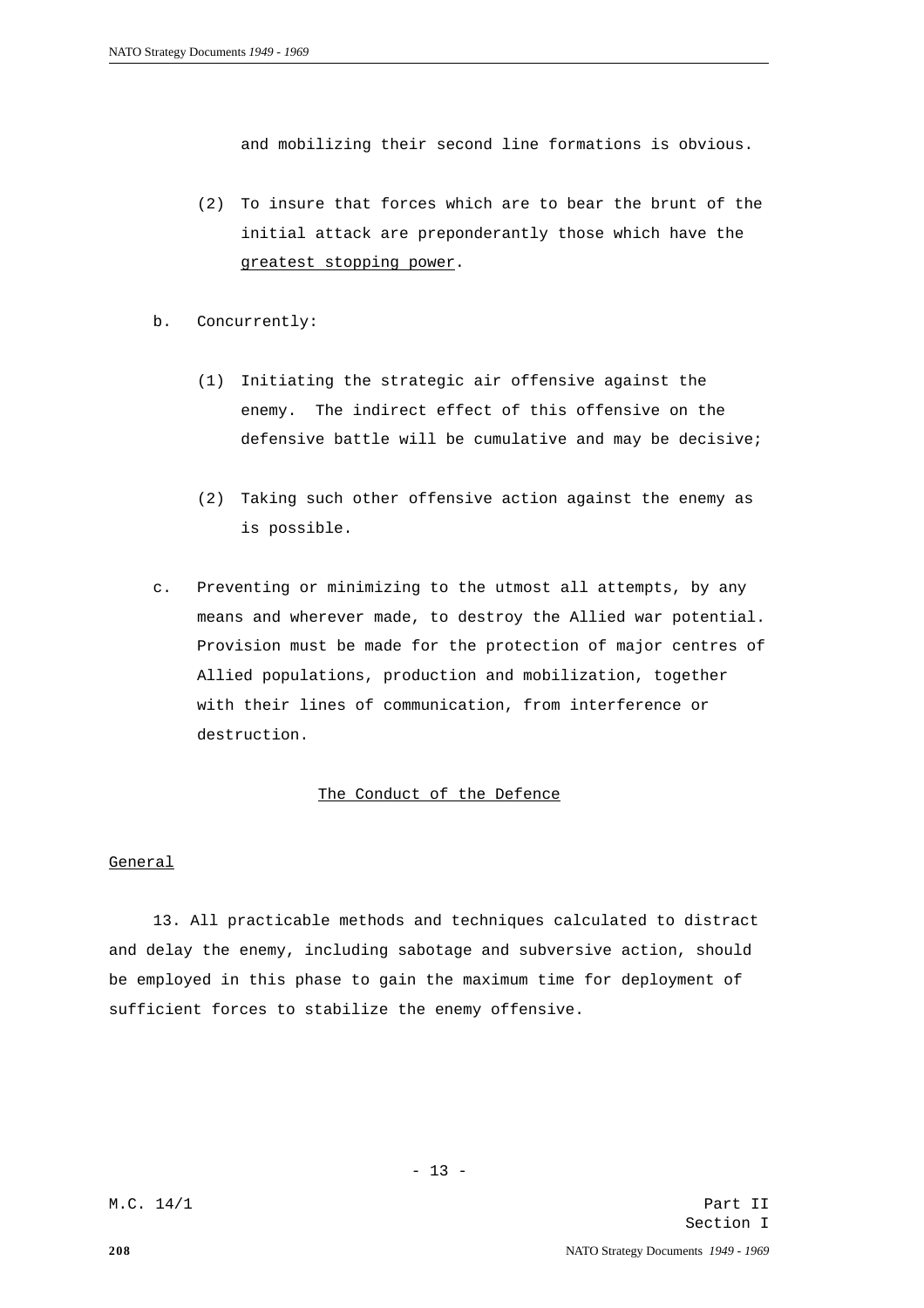and mobilizing their second line formations is obvious.

(2) To insure that forces which are to bear the brunt of the initial attack are preponderantly those which have the greatest stopping power.

b. Concurrently:

(1) Initiating the strategic air offensive against the enemy. The indirect effect of this offensive on the defensive battle will be cumulative and may be decisive;

(2) Taking such other offensive action against the enemy as is possible.

c. Preventing or minimizing to the utmost all attempts, by any means and wherever made, to destroy the Allied war potential. Provision must be made for the protection of major centres of Allied populations, production and mobilization, together with their lines of communication, from interference or destruction.

## The Conduct of the Defence

### General

13. All practicable methods and techniques calculated to distract and delay the enemy, including sabotage and subversive action, should be employed in this phase to gain the maximum time for deployment of sufficient forces to stabilize the enemy offensive.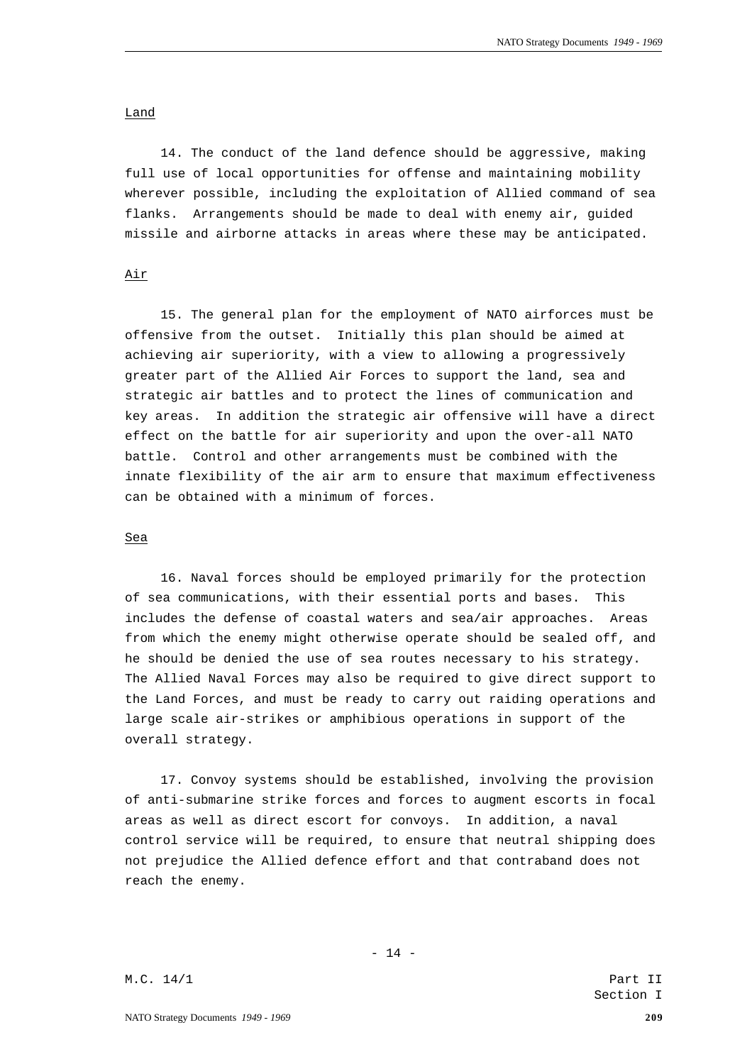Land

14. The conduct of the land defence should be aggressive, making full use of local opportunities for offense and maintaining mobility wherever possible, including the exploitation of Allied command of sea flanks. Arrangements should be made to deal with enemy air, guided missile and airborne attacks in areas where these may be anticipated.

Air

15. The general plan for the employment of NATO airforces must be offensive from the outset. Initially this plan should be aimed at achieving air superiority, with a view to allowing a progressively greater part of the Allied Air Forces to support the land, sea and strategic air battles and to protect the lines of communication and key areas. In addition the strategic air offensive will have a direct effect on the battle for air superiority and upon the over-all NATO battle. Control and other arrangements must be combined with the innate flexibility of the air arm to ensure that maximum effectiveness can be obtained with a minimum of forces.

Sea

16. Naval forces should be employed primarily for the protection of sea communications, with their essential ports and bases. This includes the defense of coastal waters and sea/air approaches. Areas from which the enemy might otherwise operate should be sealed off, and he should be denied the use of sea routes necessary to his strategy. The Allied Naval Forces may also be required to give direct support to the Land Forces, and must be ready to carry out raiding operations and large scale air-strikes or amphibious operations in support of the overall strategy.

17. Convoy systems should be established, involving the provision of anti-submarine strike forces and forces to augment escorts in focal areas as well as direct escort for convoys. In addition, a naval control service will be required, to ensure that neutral shipping does not prejudice the Allied defence effort and that contraband does not reach the enemy.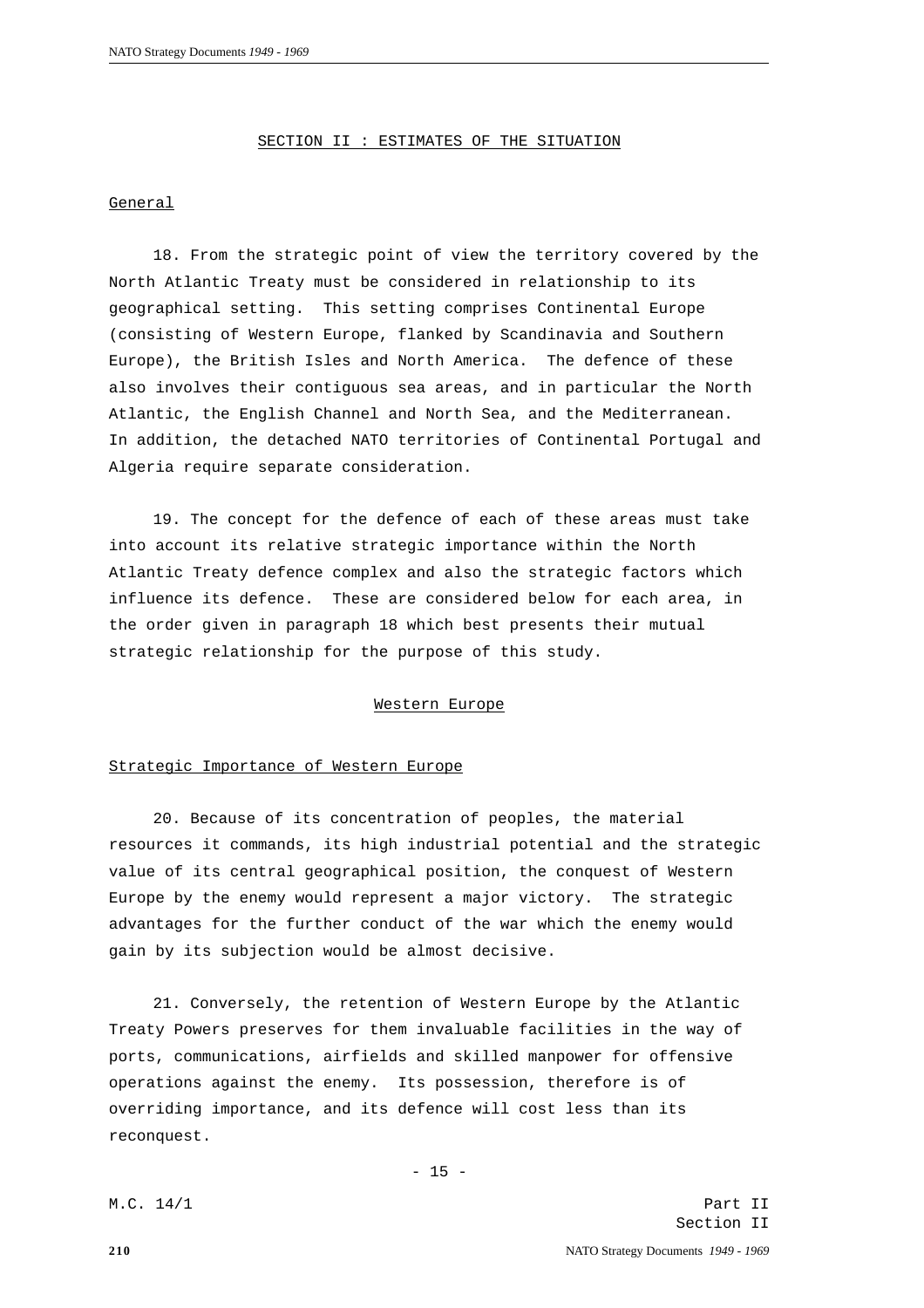## SECTION II : ESTIMATES OF THE SITUATION

### General

18. From the strategic point of view the territory covered by the North Atlantic Treaty must be considered in relationship to its geographical setting. This setting comprises Continental Europe (consisting of Western Europe, flanked by Scandinavia and Southern Europe), the British Isles and North America. The defence of these also involves their contiguous sea areas, and in particular the North Atlantic, the English Channel and North Sea, and the Mediterranean. In addition, the detached NATO territories of Continental Portugal and Algeria require separate consideration.

19. The concept for the defence of each of these areas must take into account its relative strategic importance within the North Atlantic Treaty defence complex and also the strategic factors which influence its defence. These are considered below for each area, in the order given in paragraph 18 which best presents their mutual strategic relationship for the purpose of this study.

### Western Europe

#### Strategic Importance of Western Europe

20. Because of its concentration of peoples, the material resources it commands, its high industrial potential and the strategic value of its central geographical position, the conquest of Western Europe by the enemy would represent a major victory. The strategic advantages for the further conduct of the war which the enemy would gain by its subjection would be almost decisive.

21. Conversely, the retention of Western Europe by the Atlantic Treaty Powers preserves for them invaluable facilities in the way of ports, communications, airfields and skilled manpower for offensive operations against the enemy. Its possession, therefore is of overriding importance, and its defence will cost less than its reconquest.

M.C. 14/1

Part II
Section II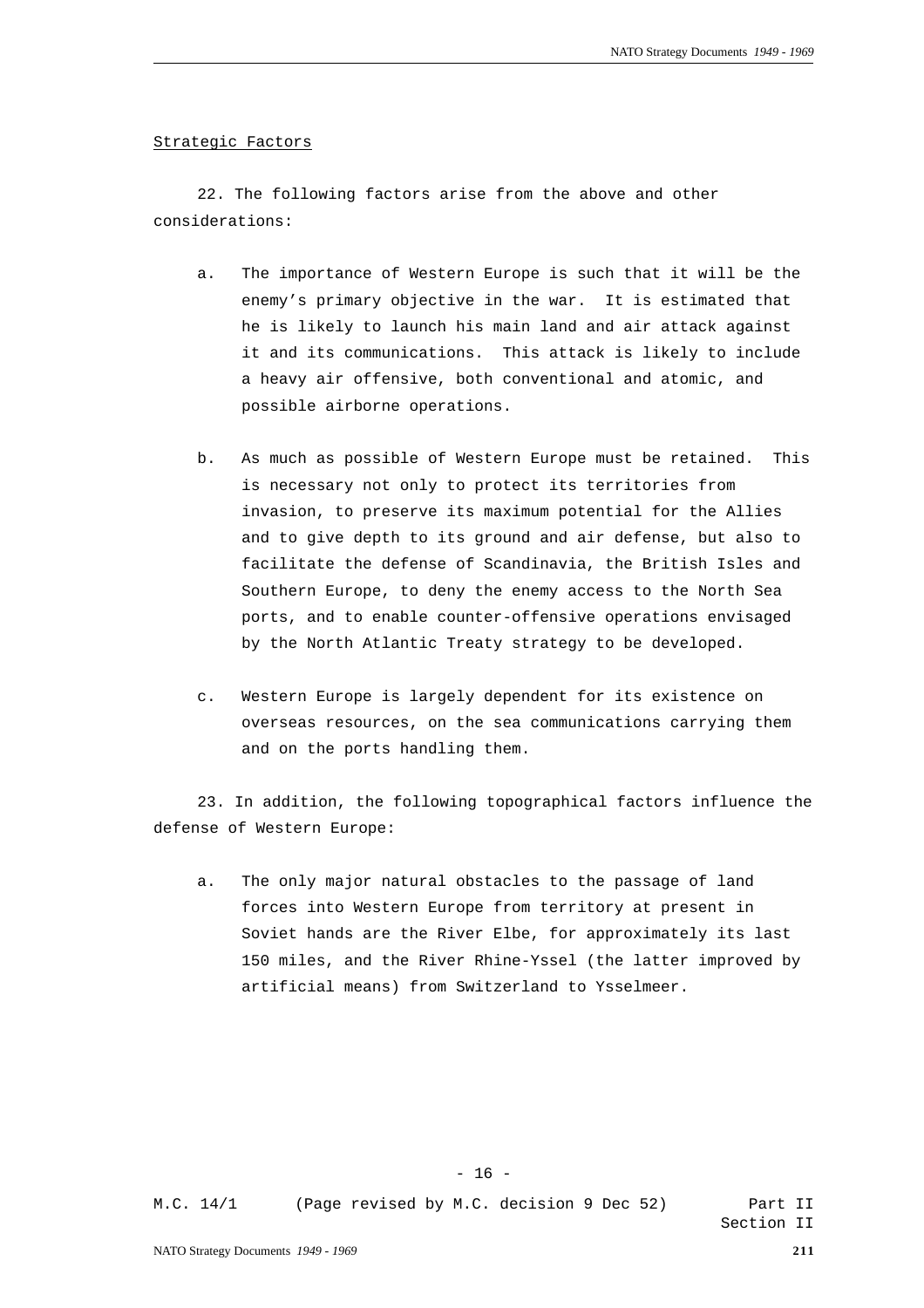Strategic Factors

22. The following factors arise from the above and other considerations:

a. The importance of Western Europe is such that it will be the enemy's primary objective in the war. It is estimated that he is likely to launch his main land and air attack against it and its communications. This attack is likely to include a heavy air offensive, both conventional and atomic, and possible airborne operations.

b. As much as possible of Western Europe must be retained. This is necessary not only to protect its territories from invasion, to preserve its maximum potential for the Allies and to give depth to its ground and air defense, but also to facilitate the defense of Scandinavia, the British Isles and Southern Europe, to deny the enemy access to the North Sea ports, and to enable counter-offensive operations envisaged by the North Atlantic Treaty strategy to be developed.

c. Western Europe is largely dependent for its existence on overseas resources, on the sea communications carrying them and on the ports handling them.

23. In addition, the following topographical factors influence the defense of Western Europe:

a. The only major natural obstacles to the passage of land forces into Western Europe from territory at present in Soviet hands are the River Elbe, for approximately its last 150 miles, and the River Rhine-Yssel (the latter improved by artificial means) from Switzerland to Ysselmeer.

M.C. 14/1 (Page revised by M.C. decision 9 Dec 52) Part II Section II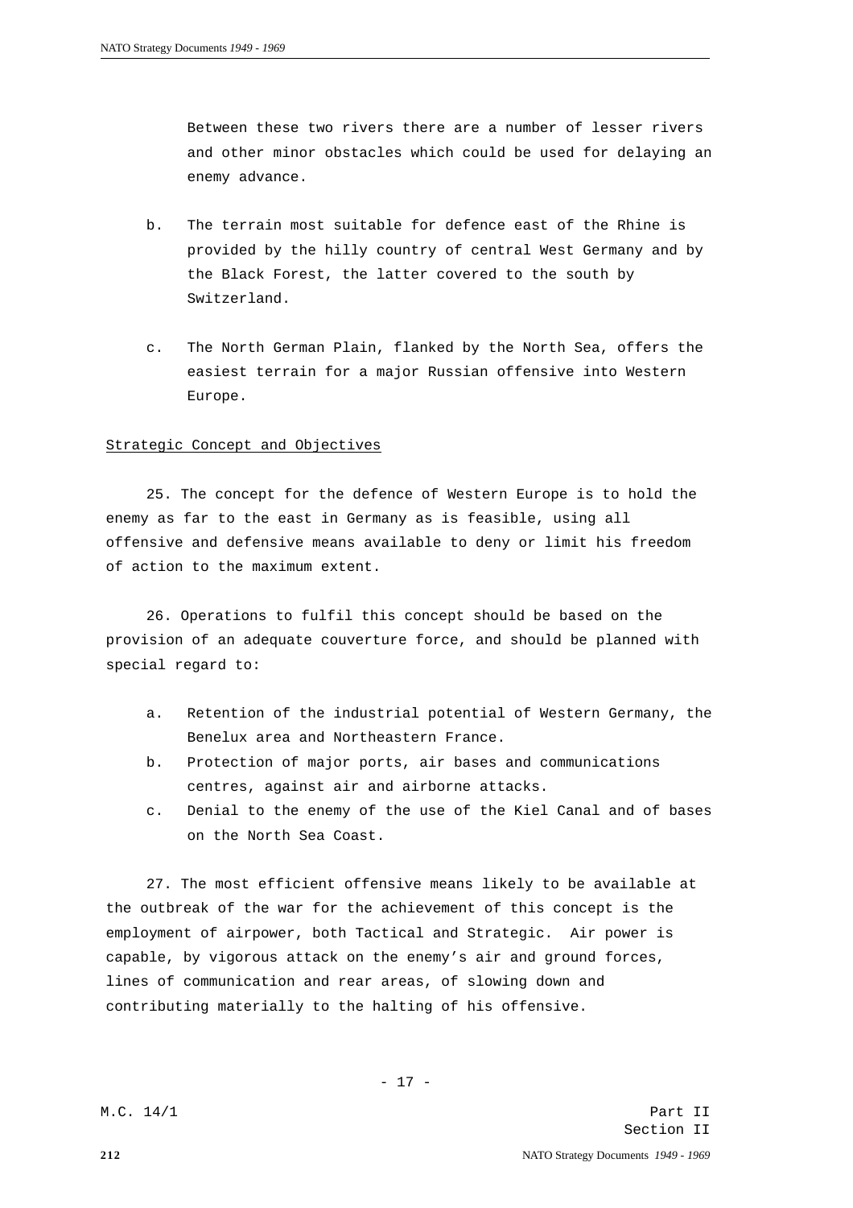Between these two rivers there are a number of lesser rivers and other minor obstacles which could be used for delaying an enemy advance.

b. The terrain most suitable for defence east of the Rhine is provided by the hilly country of central West Germany and by the Black Forest, the latter covered to the south by Switzerland.

c. The North German Plain, flanked by the North Sea, offers the easiest terrain for a major Russian offensive into Western Europe.

Strategic Concept and Objectives

25. The concept for the defence of Western Europe is to hold the enemy as far to the east in Germany as is feasible, using all offensive and defensive means available to deny or limit his freedom of action to the maximum extent.

26. Operations to fulfil this concept should be based on the provision of an adequate couverture force, and should be planned with special regard to:

a. Retention of the industrial potential of Western Germany, the Benelux area and Northeastern France.
b. Protection of major ports, air bases and communications centres, against air and airborne attacks.
c. Denial to the enemy of the use of the Kiel Canal and of bases on the North Sea Coast.

27. The most efficient offensive means likely to be available at the outbreak of the war for the achievement of this concept is the employment of airpower, both Tactical and Strategic. Air power is capable, by vigorous attack on the enemy's air and ground forces, lines of communication and rear areas, of slowing down and contributing materially to the halting of his offensive.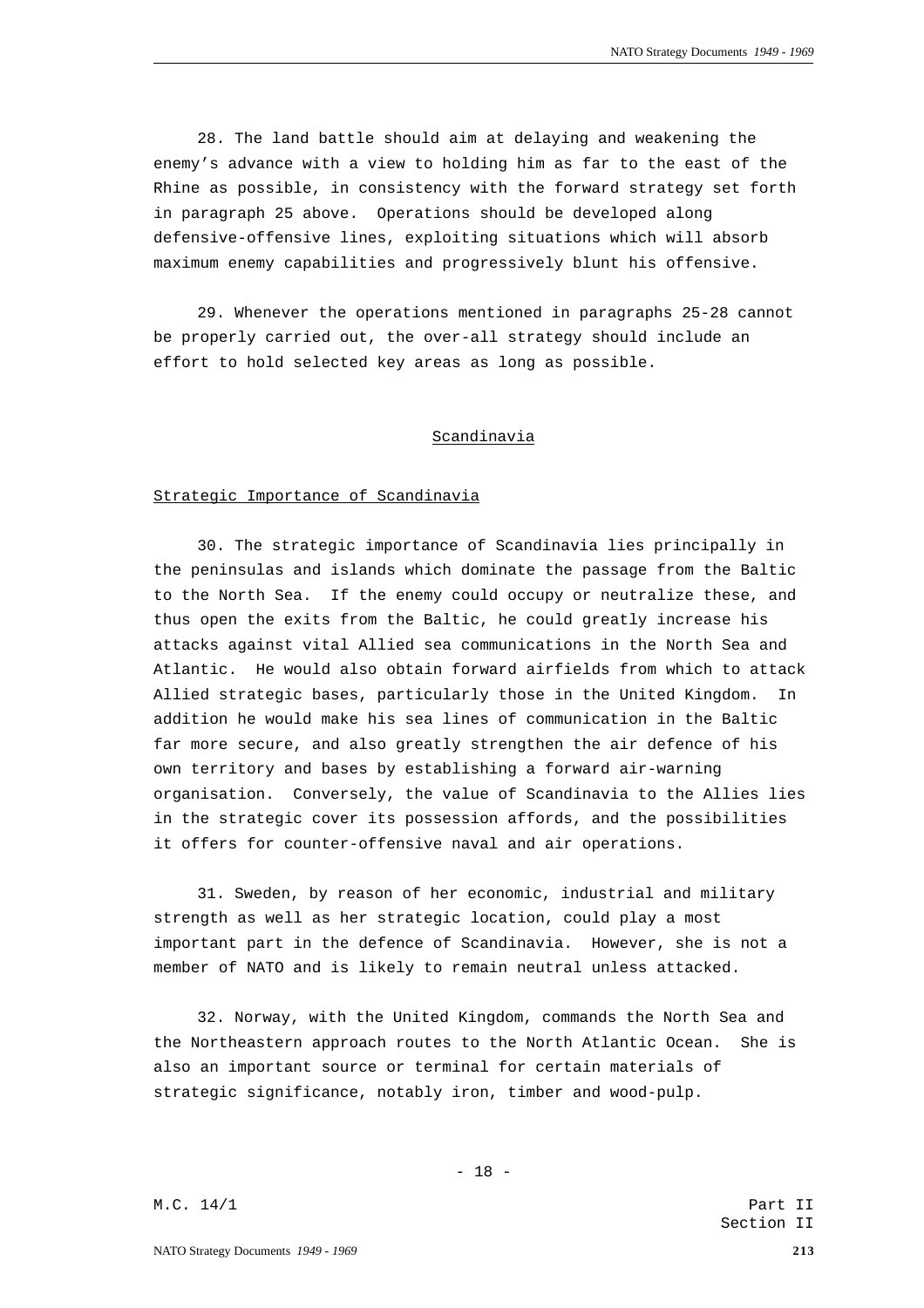28. The land battle should aim at delaying and weakening the enemy's advance with a view to holding him as far to the east of the Rhine as possible, in consistency with the forward strategy set forth in paragraph 25 above. Operations should be developed along defensive-offensive lines, exploiting situations which will absorb maximum enemy capabilities and progressively blunt his offensive.

29. Whenever the operations mentioned in paragraphs 25-28 cannot be properly carried out, the over-all strategy should include an effort to hold selected key areas as long as possible.

## Scandinavia

### Strategic Importance of Scandinavia

30. The strategic importance of Scandinavia lies principally in the peninsulas and islands which dominate the passage from the Baltic to the North Sea. If the enemy could occupy or neutralize these, and thus open the exits from the Baltic, he could greatly increase his attacks against vital Allied sea communications in the North Sea and Atlantic. He would also obtain forward airfields from which to attack Allied strategic bases, particularly those in the United Kingdom. In addition he would make his sea lines of communication in the Baltic far more secure, and also greatly strengthen the air defence of his own territory and bases by establishing a forward air-warning organisation. Conversely, the value of Scandinavia to the Allies lies in the strategic cover its possession affords, and the possibilities it offers for counter-offensive naval and air operations.

31. Sweden, by reason of her economic, industrial and military strength as well as her strategic location, could play a most important part in the defence of Scandinavia. However, she is not a member of NATO and is likely to remain neutral unless attacked.

32. Norway, with the United Kingdom, commands the North Sea and the Northeastern approach routes to the North Atlantic Ocean. She is also an important source or terminal for certain materials of strategic significance, notably iron, timber and wood-pulp.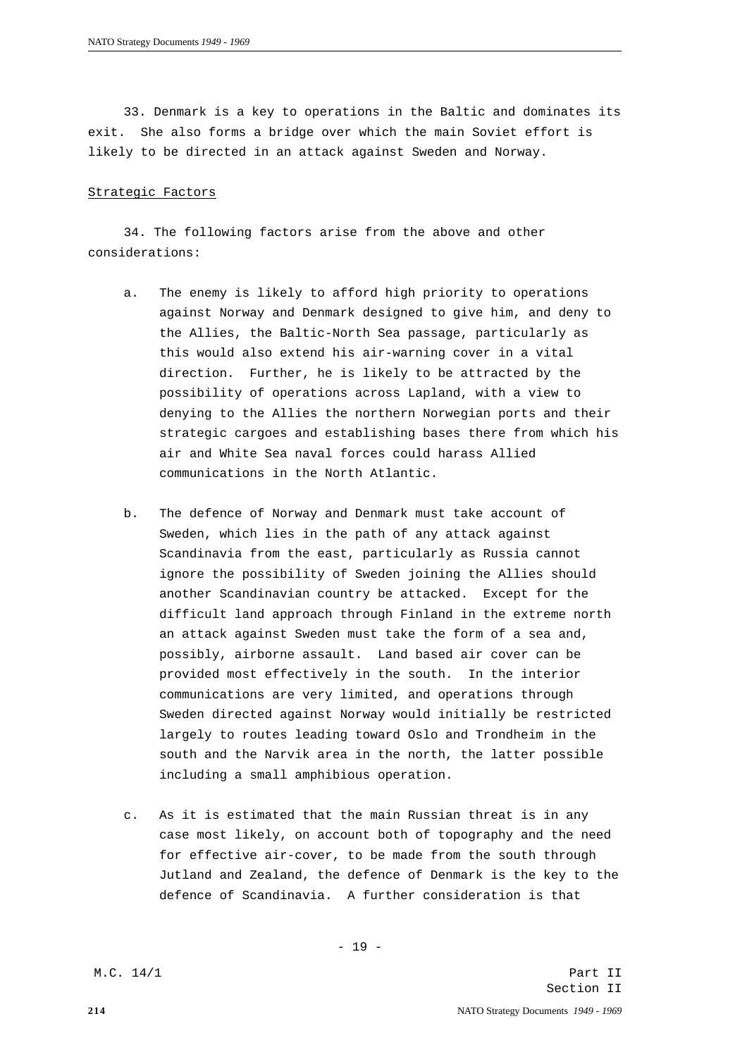33. Denmark is a key to operations in the Baltic and dominates its exit. She also forms a bridge over which the main Soviet effort is likely to be directed in an attack against Sweden and Norway.

Strategic Factors

34. The following factors arise from the above and other considerations:

a. The enemy is likely to afford high priority to operations against Norway and Denmark designed to give him, and deny to the Allies, the Baltic-North Sea passage, particularly as this would also extend his air-warning cover in a vital direction. Further, he is likely to be attracted by the possibility of operations across Lapland, with a view to denying to the Allies the northern Norwegian ports and their strategic cargoes and establishing bases there from which his air and White Sea naval forces could harass Allied communications in the North Atlantic.

b. The defence of Norway and Denmark must take account of Sweden, which lies in the path of any attack against Scandinavia from the east, particularly as Russia cannot ignore the possibility of Sweden joining the Allies should another Scandinavian country be attacked. Except for the difficult land approach through Finland in the extreme north an attack against Sweden must take the form of a sea and, possibly, airborne assault. Land based air cover can be provided most effectively in the south. In the interior communications are very limited, and operations through Sweden directed against Norway would initially be restricted largely to routes leading toward Oslo and Trondheim in the south and the Narvik area in the north, the latter possible including a small amphibious operation.

c. As it is estimated that the main Russian threat is in any case most likely, on account both of topography and the need for effective air-cover, to be made from the south through Jutland and Zealand, the defence of Denmark is the key to the defence of Scandinavia. A further consideration is that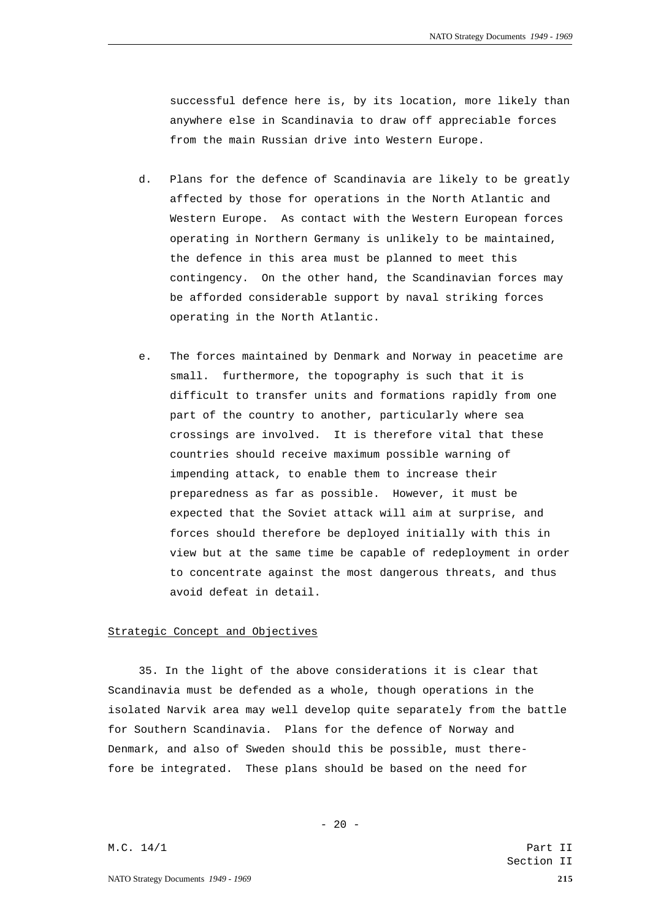successful defence here is, by its location, more likely than anywhere else in Scandinavia to draw off appreciable forces from the main Russian drive into Western Europe.

d. Plans for the defence of Scandinavia are likely to be greatly affected by those for operations in the North Atlantic and Western Europe. As contact with the Western European forces operating in Northern Germany is unlikely to be maintained, the defence in this area must be planned to meet this contingency. On the other hand, the Scandinavian forces may be afforded considerable support by naval striking forces operating in the North Atlantic.

e. The forces maintained by Denmark and Norway in peacetime are small. furthermore, the topography is such that it is difficult to transfer units and formations rapidly from one part of the country to another, particularly where sea crossings are involved. It is therefore vital that these countries should receive maximum possible warning of impending attack, to enable them to increase their preparedness as far as possible. However, it must be expected that the Soviet attack will aim at surprise, and forces should therefore be deployed initially with this in view but at the same time be capable of redeployment in order to concentrate against the most dangerous threats, and thus avoid defeat in detail.

<u>Strategic Concept and Objectives</u>

35. In the light of the above considerations it is clear that Scandinavia must be defended as a whole, though operations in the isolated Narvik area may well develop quite separately from the battle for Southern Scandinavia. Plans for the defence of Norway and Denmark, and also of Sweden should this be possible, must therefore be integrated. These plans should be based on the need for

M.C. 14/1 Part II Section II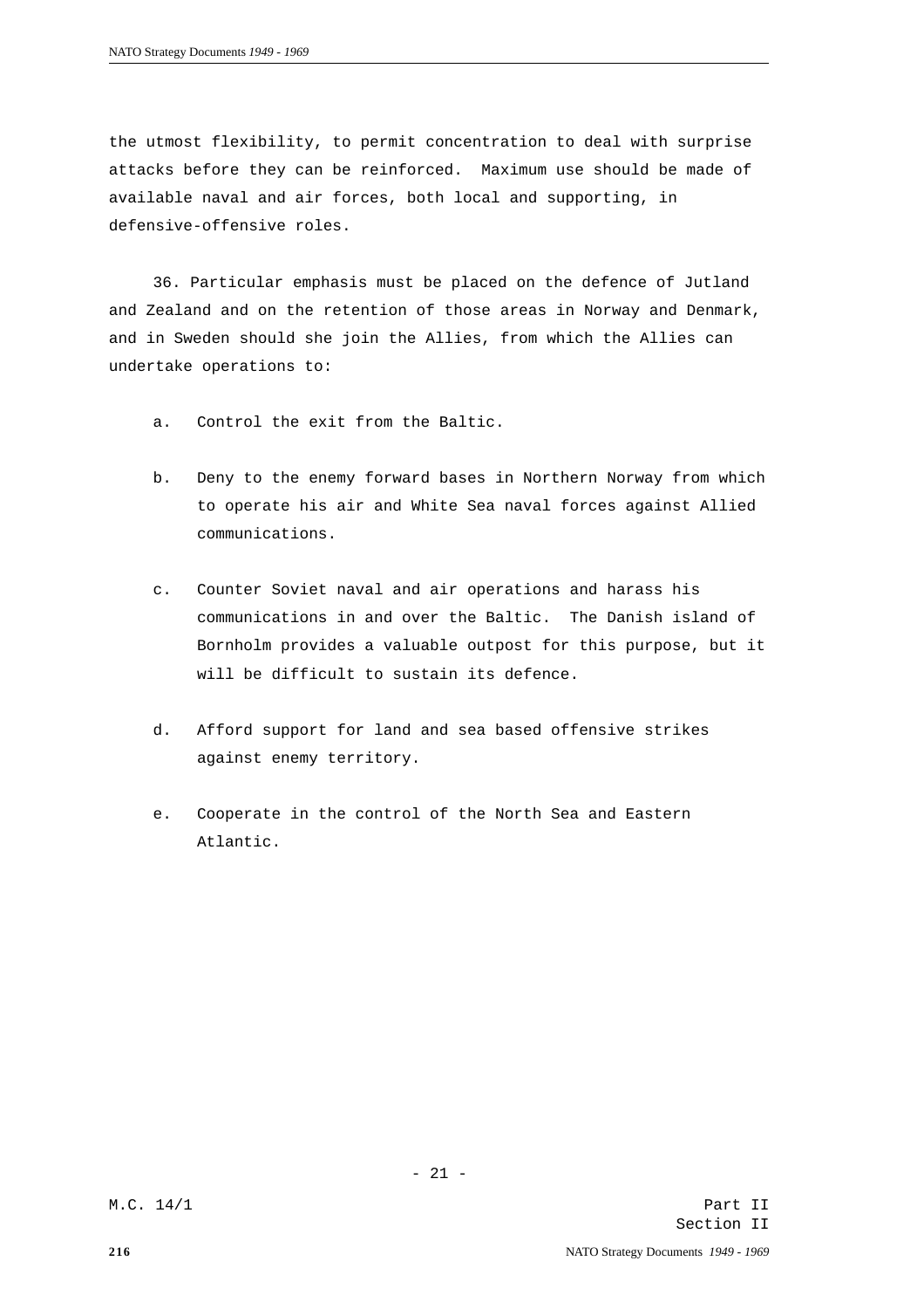the utmost flexibility, to permit concentration to deal with surprise attacks before they can be reinforced. Maximum use should be made of available naval and air forces, both local and supporting, in defensive-offensive roles.

36. Particular emphasis must be placed on the defence of Jutland and Zealand and on the retention of those areas in Norway and Denmark, and in Sweden should she join the Allies, from which the Allies can undertake operations to:

a. Control the exit from the Baltic.

b. Deny to the enemy forward bases in Northern Norway from which to operate his air and White Sea naval forces against Allied communications.

c. Counter Soviet naval and air operations and harass his communications in and over the Baltic. The Danish island of Bornholm provides a valuable outpost for this purpose, but it will be difficult to sustain its defence.

d. Afford support for land and sea based offensive strikes against enemy territory.

e. Cooperate in the control of the North Sea and Eastern Atlantic.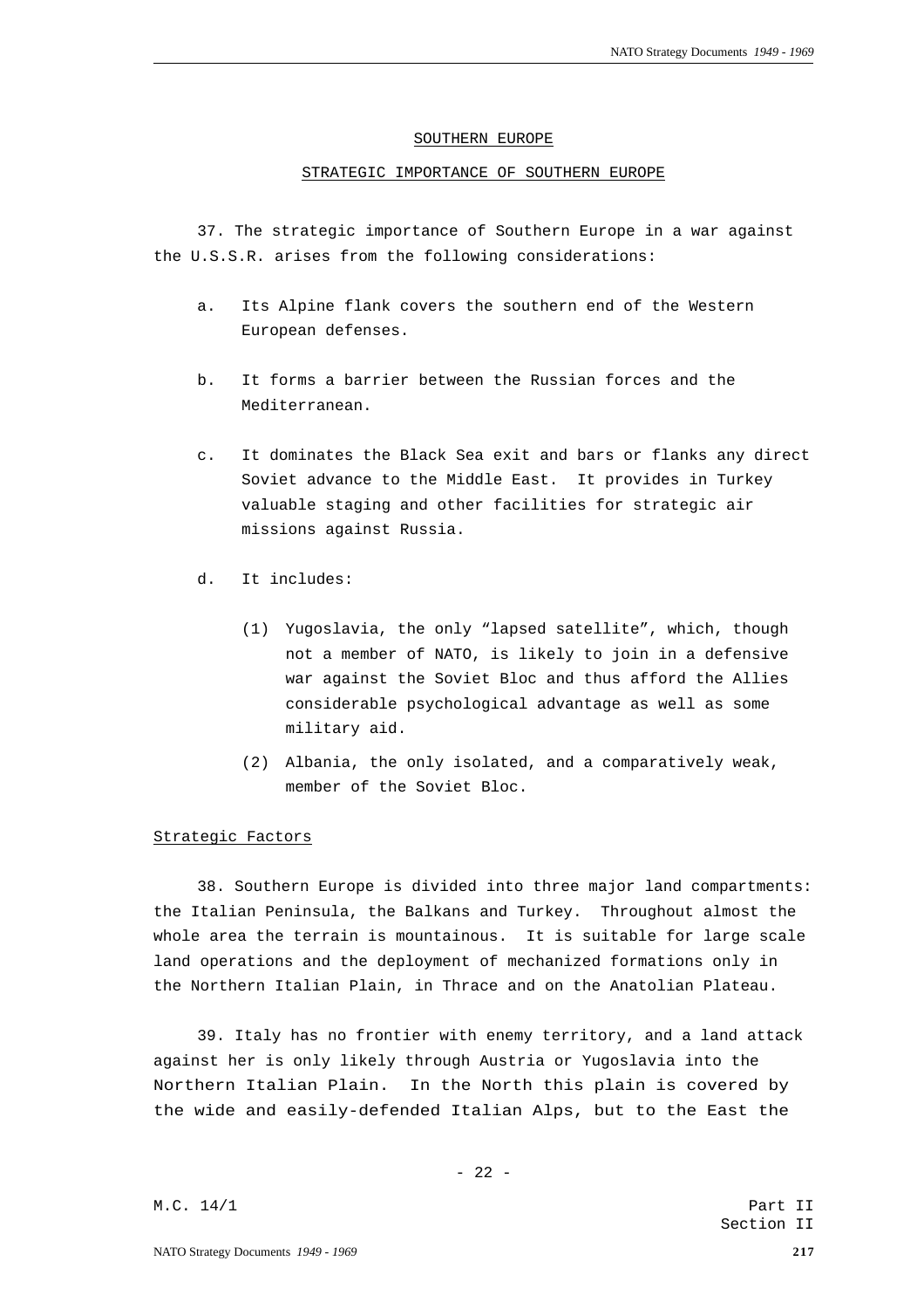## SOUTHERN EUROPE

### STRATEGIC IMPORTANCE OF SOUTHERN EUROPE

37. The strategic importance of Southern Europe in a war against the U.S.S.R. arises from the following considerations:

a. Its Alpine flank covers the southern end of the Western European defenses.

b. It forms a barrier between the Russian forces and the Mediterranean.

c. It dominates the Black Sea exit and bars or flanks any direct Soviet advance to the Middle East. It provides in Turkey valuable staging and other facilities for strategic air missions against Russia.

d. It includes:

   (1) Yugoslavia, the only "lapsed satellite", which, though not a member of NATO, is likely to join in a defensive war against the Soviet Bloc and thus afford the Allies considerable psychological advantage as well as some military aid.

   (2) Albania, the only isolated, and a comparatively weak, member of the Soviet Bloc.

#### Strategic Factors

38. Southern Europe is divided into three major land compartments: the Italian Peninsula, the Balkans and Turkey. Throughout almost the whole area the terrain is mountainous. It is suitable for large scale land operations and the deployment of mechanized formations only in the Northern Italian Plain, in Thrace and on the Anatolian Plateau.

39. Italy has no frontier with enemy territory, and a land attack against her is only likely through Austria or Yugoslavia into the Northern Italian Plain. In the North this plain is covered by the wide and easily-defended Italian Alps, but to the East the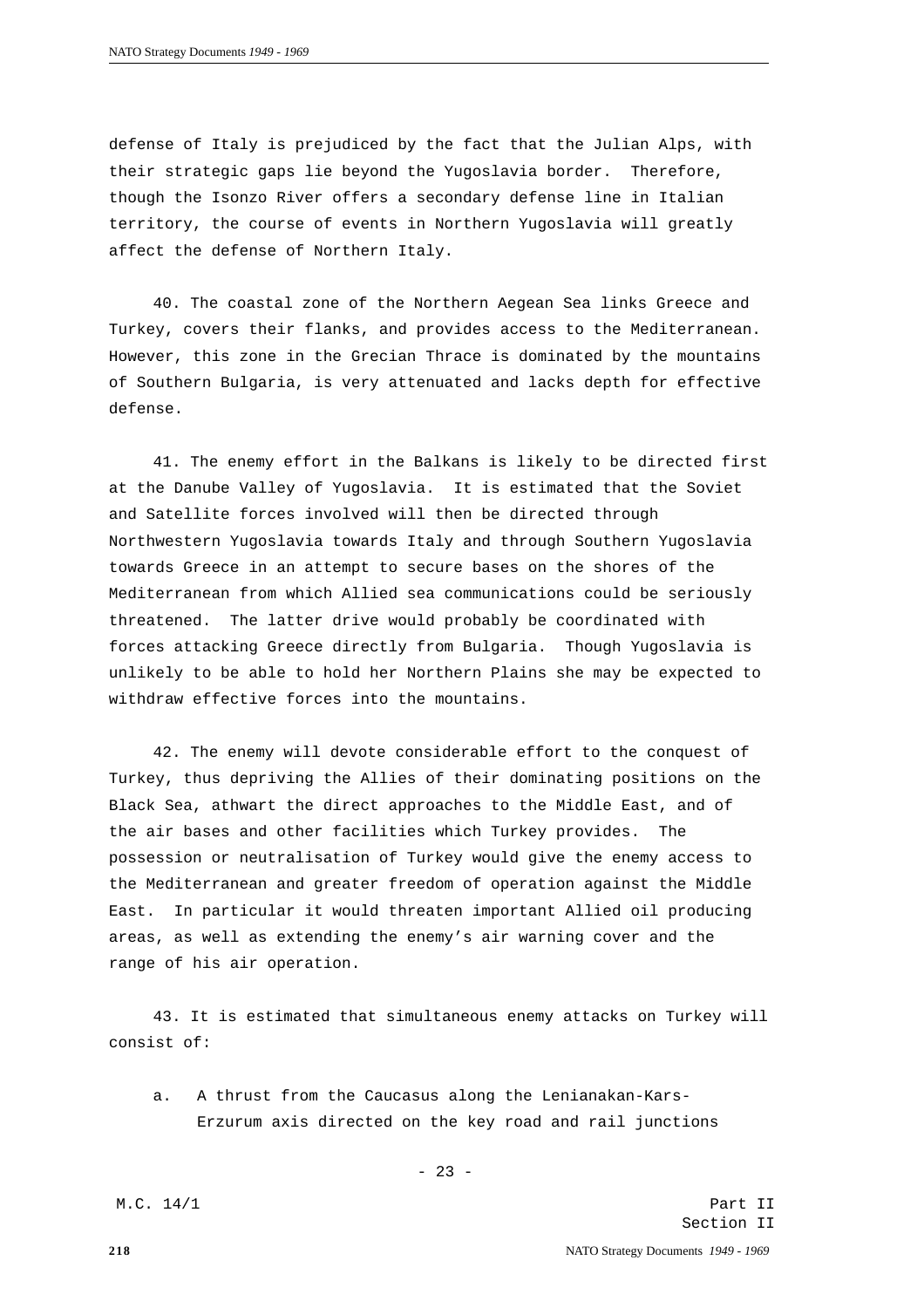defense of Italy is prejudiced by the fact that the Julian Alps, with their strategic gaps lie beyond the Yugoslavia border. Therefore, though the Isonzo River offers a secondary defense line in Italian territory, the course of events in Northern Yugoslavia will greatly affect the defense of Northern Italy.

40. The coastal zone of the Northern Aegean Sea links Greece and Turkey, covers their flanks, and provides access to the Mediterranean. However, this zone in the Grecian Thrace is dominated by the mountains of Southern Bulgaria, is very attenuated and lacks depth for effective defense.

41. The enemy effort in the Balkans is likely to be directed first at the Danube Valley of Yugoslavia. It is estimated that the Soviet and Satellite forces involved will then be directed through Northwestern Yugoslavia towards Italy and through Southern Yugoslavia towards Greece in an attempt to secure bases on the shores of the Mediterranean from which Allied sea communications could be seriously threatened. The latter drive would probably be coordinated with forces attacking Greece directly from Bulgaria. Though Yugoslavia is unlikely to be able to hold her Northern Plains she may be expected to withdraw effective forces into the mountains.

42. The enemy will devote considerable effort to the conquest of Turkey, thus depriving the Allies of their dominating positions on the Black Sea, athwart the direct approaches to the Middle East, and of the air bases and other facilities which Turkey provides. The possession or neutralisation of Turkey would give the enemy access to the Mediterranean and greater freedom of operation against the Middle East. In particular it would threaten important Allied oil producing areas, as well as extending the enemy's air warning cover and the range of his air operation.

43. It is estimated that simultaneous enemy attacks on Turkey will consist of:

a. A thrust from the Caucasus along the Lenianakan-Kars-Erzurum axis directed on the key road and rail junctions

M.C. 14/1 Part II Section II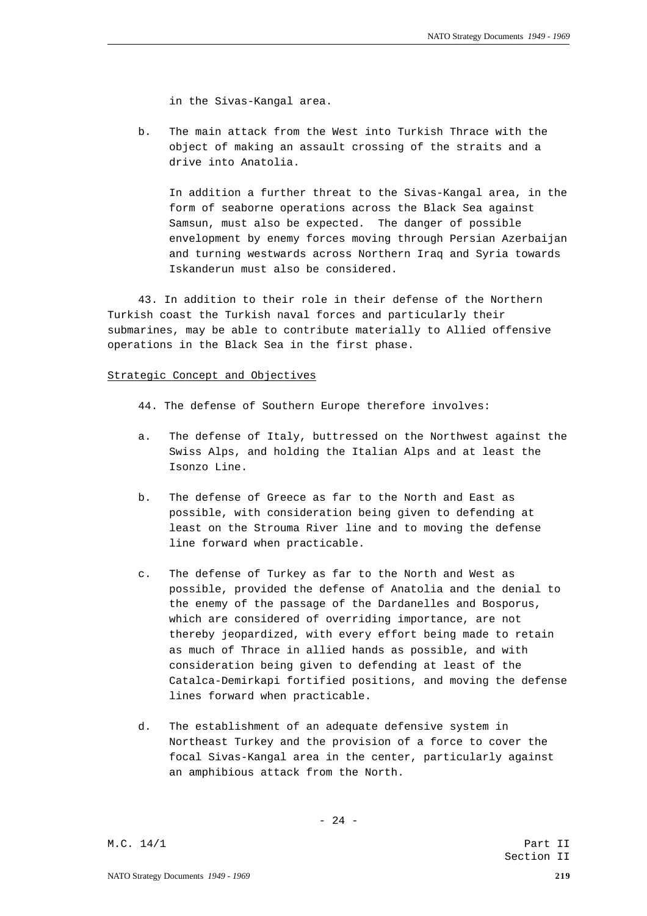in the Sivas-Kangal area.

b. The main attack from the West into Turkish Thrace with the object of making an assault crossing of the straits and a drive into Anatolia.

In addition a further threat to the Sivas-Kangal area, in the form of seaborne operations across the Black Sea against Samsun, must also be expected. The danger of possible envelopment by enemy forces moving through Persian Azerbaijan and turning westwards across Northern Iraq and Syria towards Iskanderun must also be considered.

43. In addition to their role in their defense of the Northern Turkish coast the Turkish naval forces and particularly their submarines, may be able to contribute materially to Allied offensive operations in the Black Sea in the first phase.

Strategic Concept and Objectives

44. The defense of Southern Europe therefore involves:

a. The defense of Italy, buttressed on the Northwest against the Swiss Alps, and holding the Italian Alps and at least the Isonzo Line.

b. The defense of Greece as far to the North and East as possible, with consideration being given to defending at least on the Strouma River line and to moving the defense line forward when practicable.

c. The defense of Turkey as far to the North and West as possible, provided the defense of Anatolia and the denial to the enemy of the passage of the Dardanelles and Bosporus, which are considered of overriding importance, are not thereby jeopardized, with every effort being made to retain as much of Thrace in allied hands as possible, and with consideration being given to defending at least of the Catalca-Demirkapi fortified positions, and moving the defense lines forward when practicable.

d. The establishment of an adequate defensive system in Northeast Turkey and the provision of a force to cover the focal Sivas-Kangal area in the center, particularly against an amphibious attack from the North.

M.C. 14/1 Part II Section II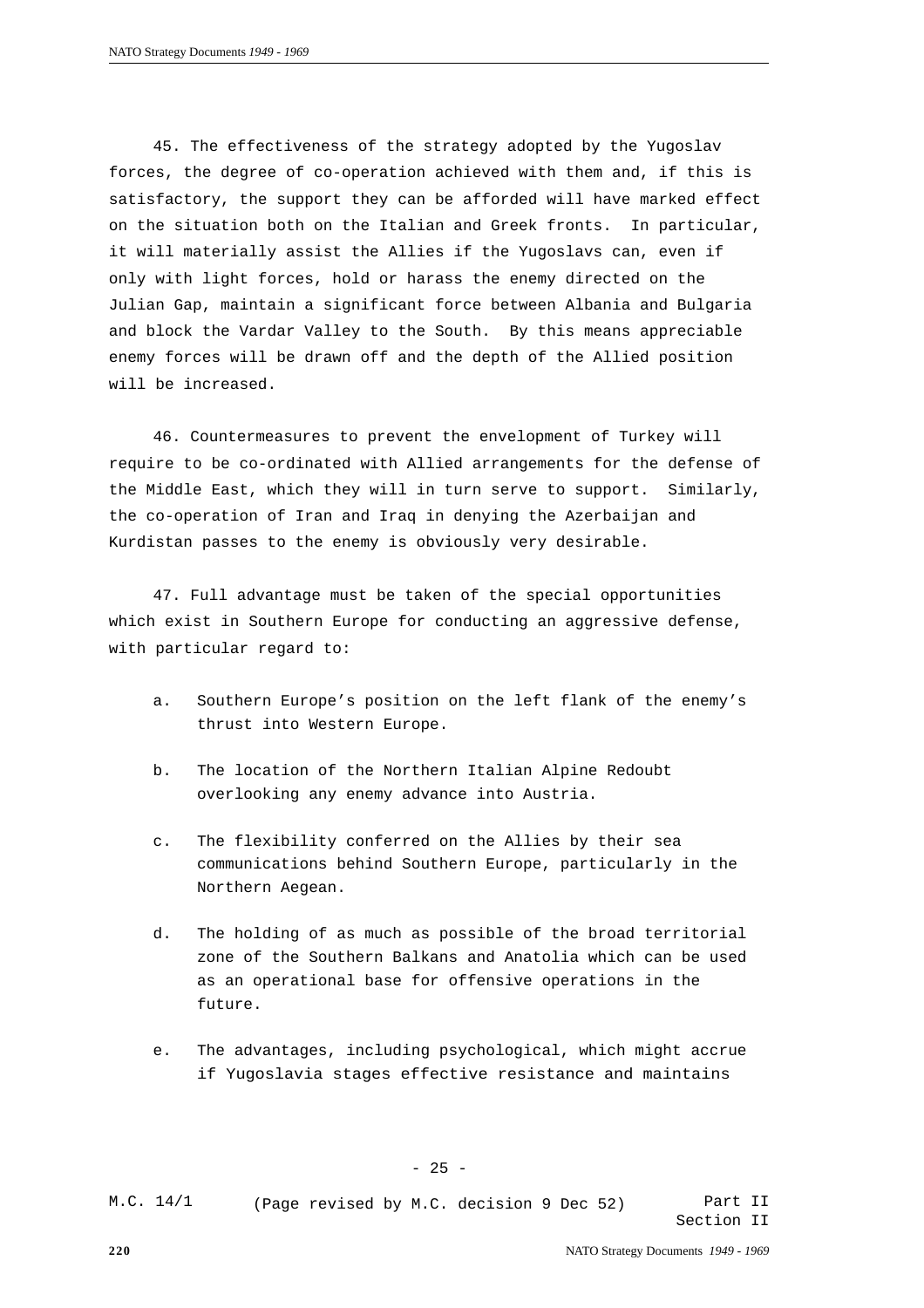45. The effectiveness of the strategy adopted by the Yugoslav forces, the degree of co-operation achieved with them and, if this is satisfactory, the support they can be afforded will have marked effect on the situation both on the Italian and Greek fronts. In particular, it will materially assist the Allies if the Yugoslavs can, even if only with light forces, hold or harass the enemy directed on the Julian Gap, maintain a significant force between Albania and Bulgaria and block the Vardar Valley to the South. By this means appreciable enemy forces will be drawn off and the depth of the Allied position will be increased.

46. Countermeasures to prevent the envelopment of Turkey will require to be co-ordinated with Allied arrangements for the defense of the Middle East, which they will in turn serve to support. Similarly, the co-operation of Iran and Iraq in denying the Azerbaijan and Kurdistan passes to the enemy is obviously very desirable.

47. Full advantage must be taken of the special opportunities which exist in Southern Europe for conducting an aggressive defense, with particular regard to:

a. Southern Europe’s position on the left flank of the enemy’s thrust into Western Europe.

b. The location of the Northern Italian Alpine Redoubt overlooking any enemy advance into Austria.

c. The flexibility conferred on the Allies by their sea communications behind Southern Europe, particularly in the Northern Aegean.

d. The holding of as much as possible of the broad territorial zone of the Southern Balkans and Anatolia which can be used as an operational base for offensive operations in the future.

e. The advantages, including psychological, which might accrue if Yugoslavia stages effective resistance and maintains

M.C. 14/1 (Page revised by M.C. decision 9 Dec 52) Part II Section II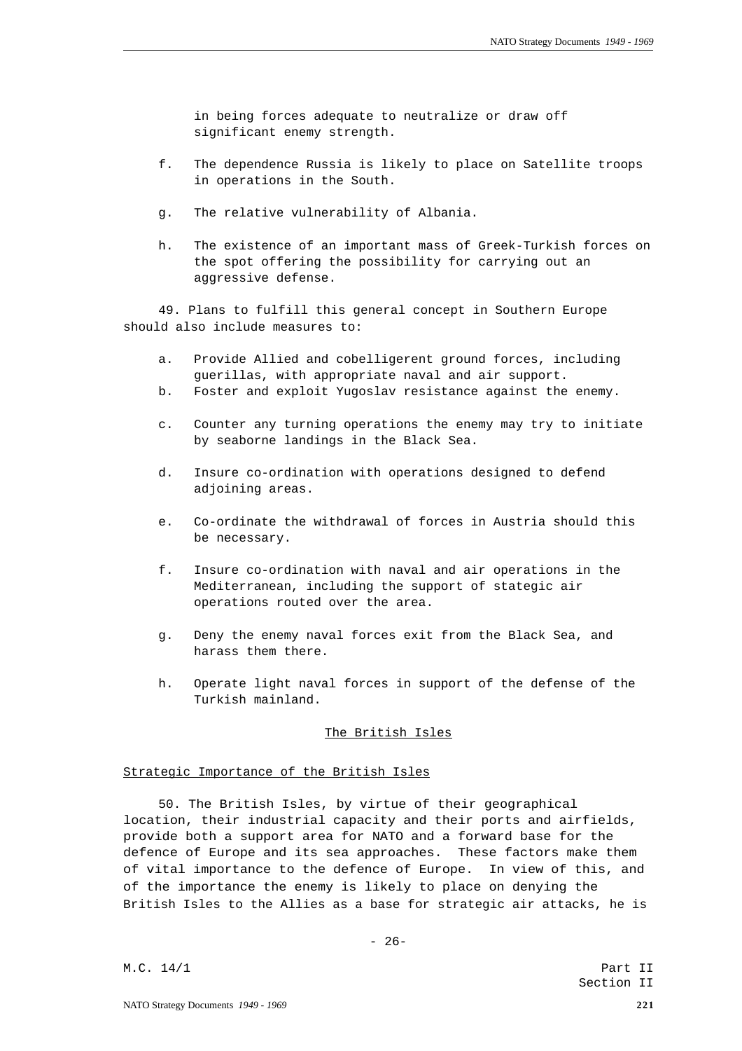in being forces adequate to neutralize or draw off significant enemy strength.

f. The dependence Russia is likely to place on Satellite troops in operations in the South.

g. The relative vulnerability of Albania.

h. The existence of an important mass of Greek-Turkish forces on the spot offering the possibility for carrying out an aggressive defense.

49. Plans to fulfill this general concept in Southern Europe should also include measures to:

a. Provide Allied and cobelligerent ground forces, including guerillas, with appropriate naval and air support.

b. Foster and exploit Yugoslav resistance against the enemy.

c. Counter any turning operations the enemy may try to initiate by seaborne landings in the Black Sea.

d. Insure co-ordination with operations designed to defend adjoining areas.

e. Co-ordinate the withdrawal of forces in Austria should this be necessary.

f. Insure co-ordination with naval and air operations in the Mediterranean, including the support of stategic air operations routed over the area.

g. Deny the enemy naval forces exit from the Black Sea, and harass them there.

h. Operate light naval forces in support of the defense of the Turkish mainland.

## The British Isles

### Strategic Importance of the British Isles

50. The British Isles, by virtue of their geographical location, their industrial capacity and their ports and airfields, provide both a support area for NATO and a forward base for the defence of Europe and its sea approaches. These factors make them of vital importance to the defence of Europe. In view of this, and of the importance the enemy is likely to place on denying the British Isles to the Allies as a base for strategic air attacks, he is

M.C. 14/1 Part II Section II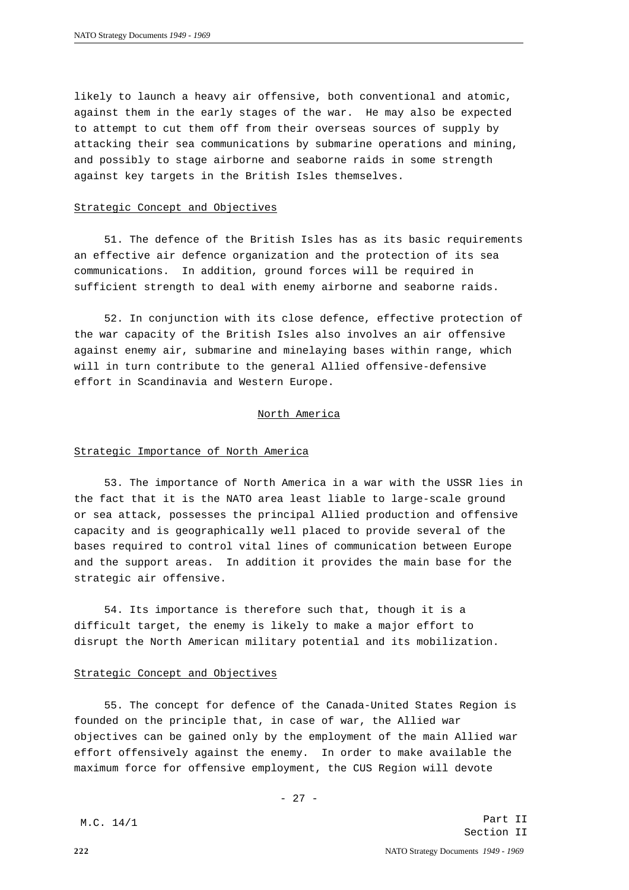likely to launch a heavy air offensive, both conventional and atomic, against them in the early stages of the war. He may also be expected to attempt to cut them off from their overseas sources of supply by attacking their sea communications by submarine operations and mining, and possibly to stage airborne and seaborne raids in some strength against key targets in the British Isles themselves.

Strategic Concept and Objectives

51. The defence of the British Isles has as its basic requirements an effective air defence organization and the protection of its sea communications. In addition, ground forces will be required in sufficient strength to deal with enemy airborne and seaborne raids.

52. In conjunction with its close defence, effective protection of the war capacity of the British Isles also involves an air offensive against enemy air, submarine and minelaying bases within range, which will in turn contribute to the general Allied offensive-defensive effort in Scandinavia and Western Europe.

## North America

Strategic Importance of North America

53. The importance of North America in a war with the USSR lies in the fact that it is the NATO area least liable to large-scale ground or sea attack, possesses the principal Allied production and offensive capacity and is geographically well placed to provide several of the bases required to control vital lines of communication between Europe and the support areas. In addition it provides the main base for the strategic air offensive.

54. Its importance is therefore such that, though it is a difficult target, the enemy is likely to make a major effort to disrupt the North American military potential and its mobilization.

Strategic Concept and Objectives

55. The concept for defence of the Canada-United States Region is founded on the principle that, in case of war, the Allied war objectives can be gained only by the employment of the main Allied war effort offensively against the enemy. In order to make available the maximum force for offensive employment, the CUS Region will devote

M.C. 14/1 — Part II, Section II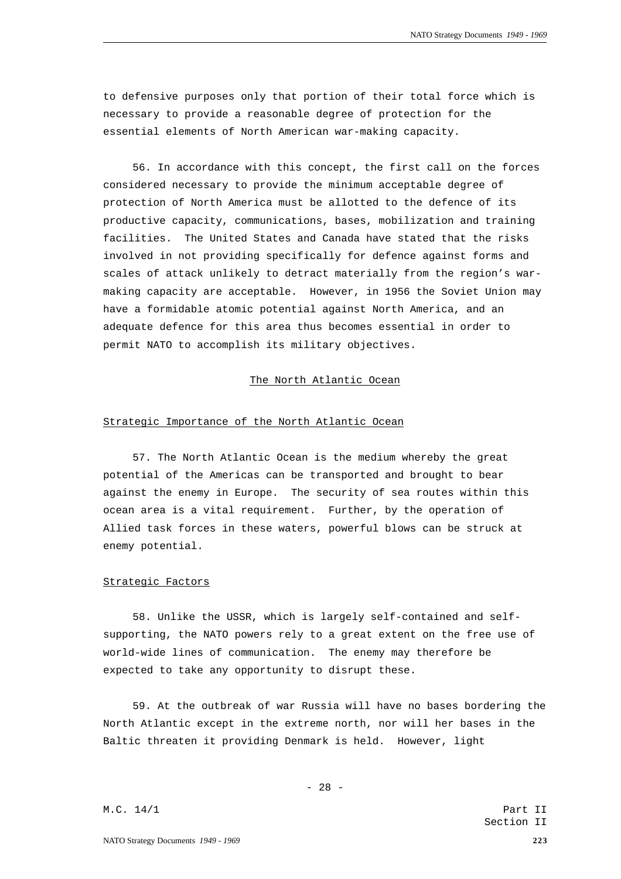to defensive purposes only that portion of their total force which is necessary to provide a reasonable degree of protection for the essential elements of North American war-making capacity.

56. In accordance with this concept, the first call on the forces considered necessary to provide the minimum acceptable degree of protection of North America must be allotted to the defence of its productive capacity, communications, bases, mobilization and training facilities. The United States and Canada have stated that the risks involved in not providing specifically for defence against forms and scales of attack unlikely to detract materially from the region's war-making capacity are acceptable. However, in 1956 the Soviet Union may have a formidable atomic potential against North America, and an adequate defence for this area thus becomes essential in order to permit NATO to accomplish its military objectives.

## The North Atlantic Ocean

### Strategic Importance of the North Atlantic Ocean

57. The North Atlantic Ocean is the medium whereby the great potential of the Americas can be transported and brought to bear against the enemy in Europe. The security of sea routes within this ocean area is a vital requirement. Further, by the operation of Allied task forces in these waters, powerful blows can be struck at enemy potential.

### Strategic Factors

58. Unlike the USSR, which is largely self-contained and self-supporting, the NATO powers rely to a great extent on the free use of world-wide lines of communication. The enemy may therefore be expected to take any opportunity to disrupt these.

59. At the outbreak of war Russia will have no bases bordering the North Atlantic except in the extreme north, nor will her bases in the Baltic threaten it providing Denmark is held. However, light

M.C. 14/1 Part II Section II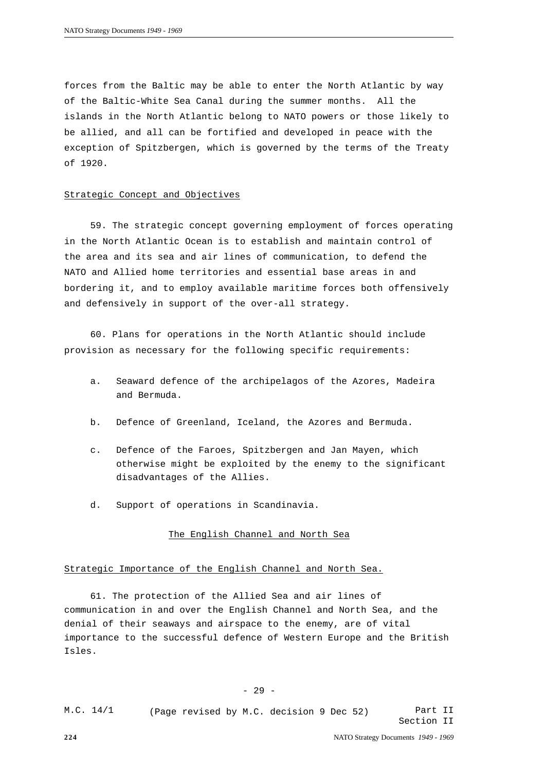forces from the Baltic may be able to enter the North Atlantic by way of the Baltic-White Sea Canal during the summer months. All the islands in the North Atlantic belong to NATO powers or those likely to be allied, and all can be fortified and developed in peace with the exception of Spitzbergen, which is governed by the terms of the Treaty of 1920.

Strategic Concept and Objectives

59. The strategic concept governing employment of forces operating in the North Atlantic Ocean is to establish and maintain control of the area and its sea and air lines of communication, to defend the NATO and Allied home territories and essential base areas in and bordering it, and to employ available maritime forces both offensively and defensively in support of the over-all strategy.

60. Plans for operations in the North Atlantic should include provision as necessary for the following specific requirements:

a. Seaward defence of the archipelagos of the Azores, Madeira and Bermuda.

b. Defence of Greenland, Iceland, the Azores and Bermuda.

c. Defence of the Faroes, Spitzbergen and Jan Mayen, which otherwise might be exploited by the enemy to the significant disadvantages of the Allies.

d. Support of operations in Scandinavia.

## The English Channel and North Sea

Strategic Importance of the English Channel and North Sea.

61. The protection of the Allied Sea and air lines of communication in and over the English Channel and North Sea, and the denial of their seaways and airspace to the enemy, are of vital importance to the successful defence of Western Europe and the British Isles.

M.C. 14/1 (Page revised by M.C. decision 9 Dec 52) Part II Section II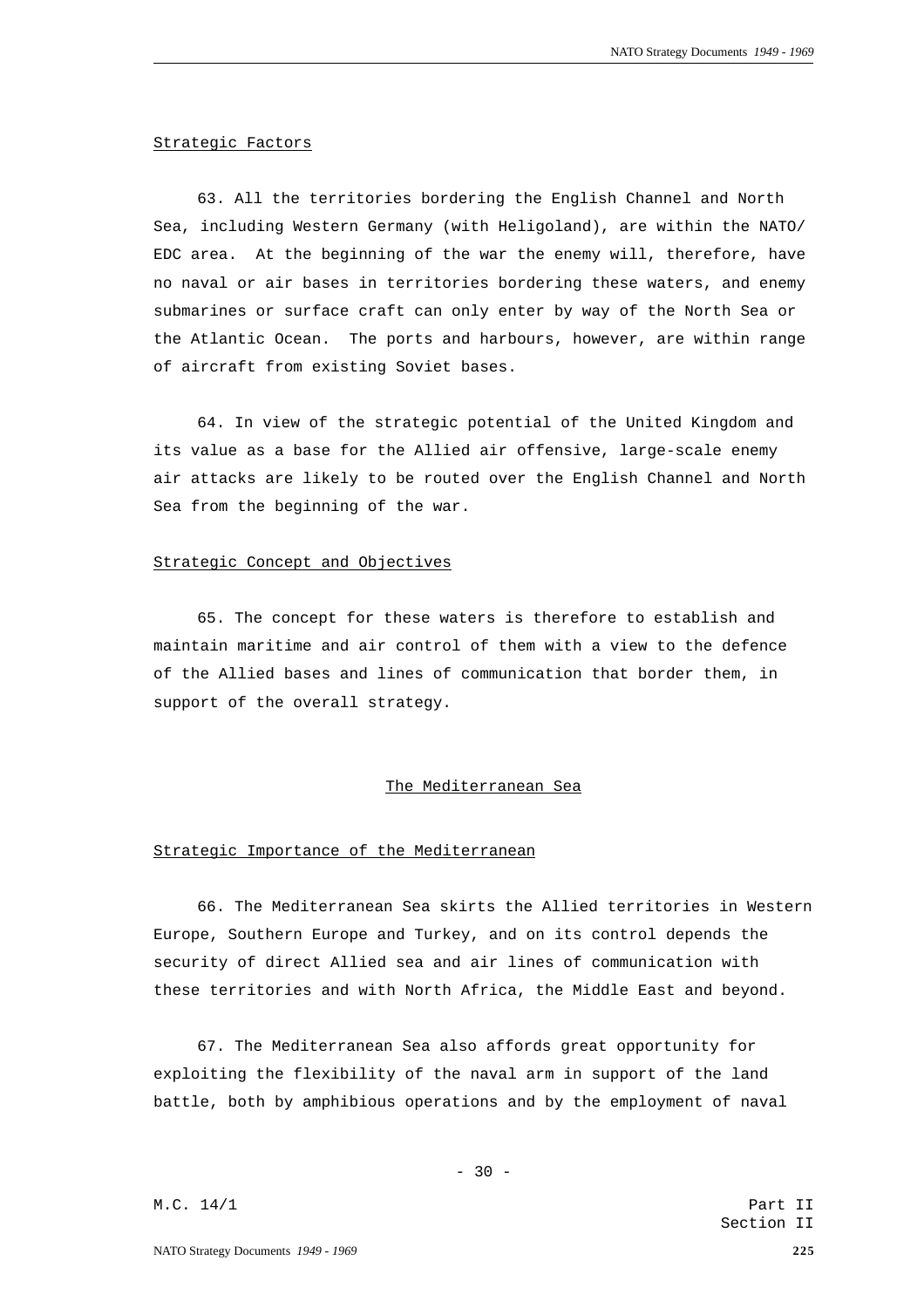Strategic Factors

63. All the territories bordering the English Channel and North Sea, including Western Germany (with Heligoland), are within the NATO/EDC area. At the beginning of the war the enemy will, therefore, have no naval or air bases in territories bordering these waters, and enemy submarines or surface craft can only enter by way of the North Sea or the Atlantic Ocean. The ports and harbours, however, are within range of aircraft from existing Soviet bases.

64. In view of the strategic potential of the United Kingdom and its value as a base for the Allied air offensive, large-scale enemy air attacks are likely to be routed over the English Channel and North Sea from the beginning of the war.

Strategic Concept and Objectives

65. The concept for these waters is therefore to establish and maintain maritime and air control of them with a view to the defence of the Allied bases and lines of communication that border them, in support of the overall strategy.

## The Mediterranean Sea

Strategic Importance of the Mediterranean

66. The Mediterranean Sea skirts the Allied territories in Western Europe, Southern Europe and Turkey, and on its control depends the security of direct Allied sea and air lines of communication with these territories and with North Africa, the Middle East and beyond.

67. The Mediterranean Sea also affords great opportunity for exploiting the flexibility of the naval arm in support of the land battle, both by amphibious operations and by the employment of naval

M.C. 14/1 Part II Section II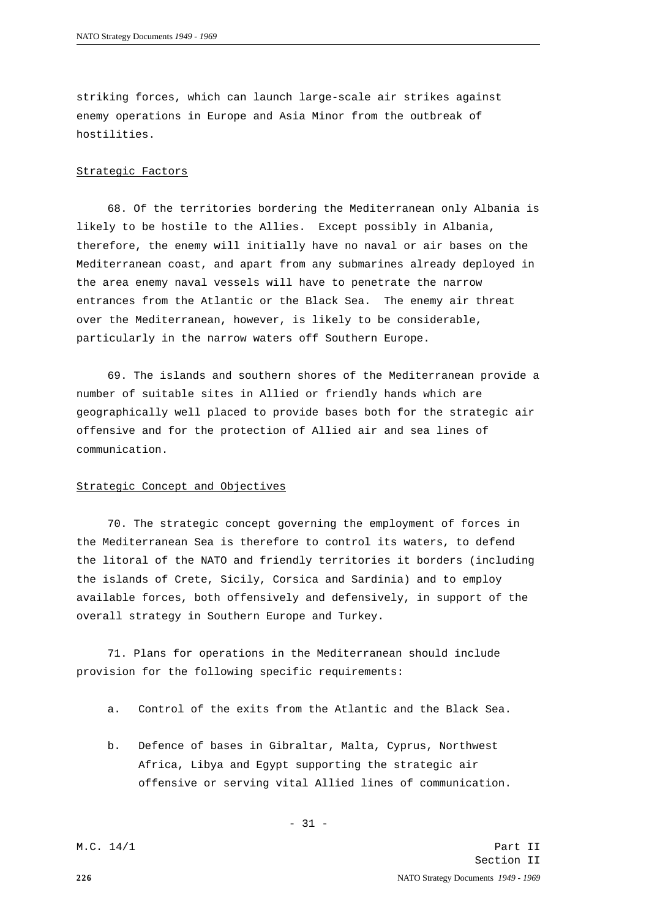striking forces, which can launch large-scale air strikes against enemy operations in Europe and Asia Minor from the outbreak of hostilities.

<u>Strategic Factors</u>

68. Of the territories bordering the Mediterranean only Albania is likely to be hostile to the Allies. Except possibly in Albania, therefore, the enemy will initially have no naval or air bases on the Mediterranean coast, and apart from any submarines already deployed in the area enemy naval vessels will have to penetrate the narrow entrances from the Atlantic or the Black Sea. The enemy air threat over the Mediterranean, however, is likely to be considerable, particularly in the narrow waters off Southern Europe.

69. The islands and southern shores of the Mediterranean provide a number of suitable sites in Allied or friendly hands which are geographically well placed to provide bases both for the strategic air offensive and for the protection of Allied air and sea lines of communication.

<u>Strategic Concept and Objectives</u>

70. The strategic concept governing the employment of forces in the Mediterranean Sea is therefore to control its waters, to defend the litoral of the NATO and friendly territories it borders (including the islands of Crete, Sicily, Corsica and Sardinia) and to employ available forces, both offensively and defensively, in support of the overall strategy in Southern Europe and Turkey.

71. Plans for operations in the Mediterranean should include provision for the following specific requirements:

a. Control of the exits from the Atlantic and the Black Sea.

b. Defence of bases in Gibraltar, Malta, Cyprus, Northwest Africa, Libya and Egypt supporting the strategic air offensive or serving vital Allied lines of communication.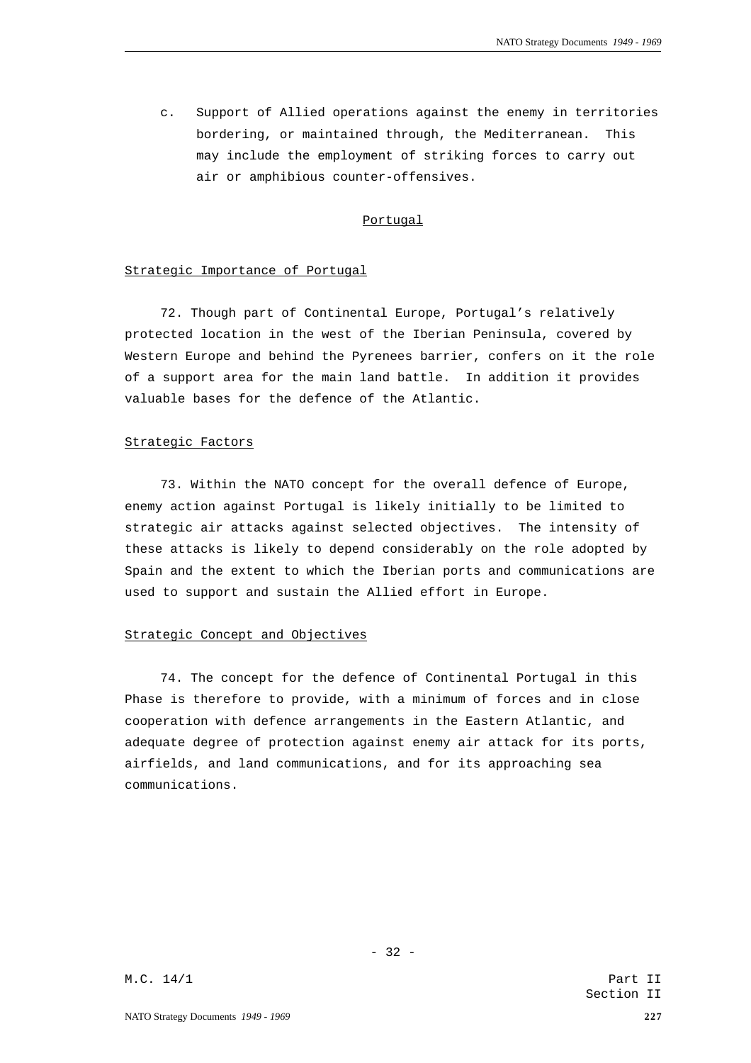c. Support of Allied operations against the enemy in territories bordering, or maintained through, the Mediterranean. This may include the employment of striking forces to carry out air or amphibious counter-offensives.

## Portugal

### Strategic Importance of Portugal

72. Though part of Continental Europe, Portugal's relatively protected location in the west of the Iberian Peninsula, covered by Western Europe and behind the Pyrenees barrier, confers on it the role of a support area for the main land battle. In addition it provides valuable bases for the defence of the Atlantic.

### Strategic Factors

73. Within the NATO concept for the overall defence of Europe, enemy action against Portugal is likely initially to be limited to strategic air attacks against selected objectives. The intensity of these attacks is likely to depend considerably on the role adopted by Spain and the extent to which the Iberian ports and communications are used to support and sustain the Allied effort in Europe.

### Strategic Concept and Objectives

74. The concept for the defence of Continental Portugal in this Phase is therefore to provide, with a minimum of forces and in close cooperation with defence arrangements in the Eastern Atlantic, and adequate degree of protection against enemy air attack for its ports, airfields, and land communications, and for its approaching sea communications.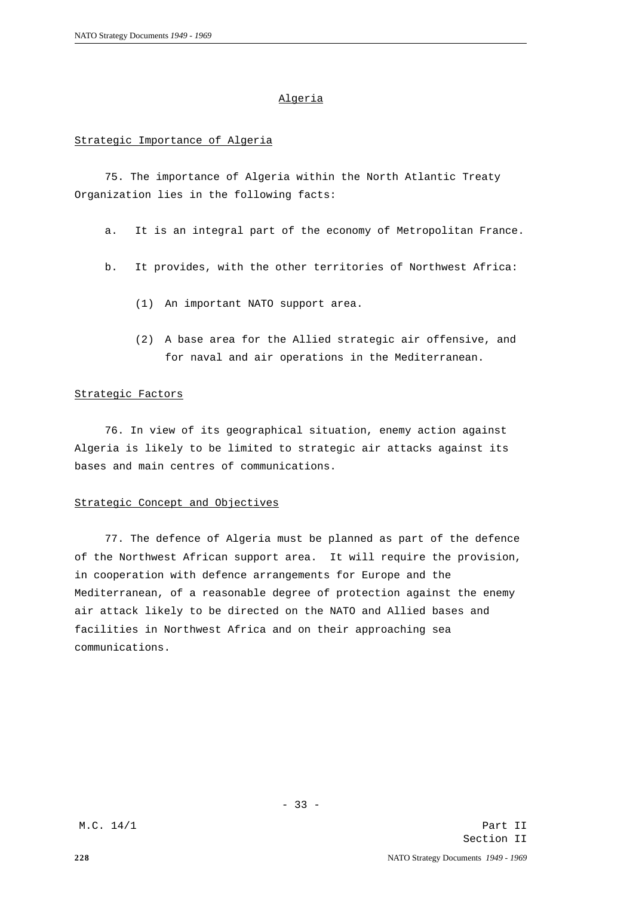## Algeria

### Strategic Importance of Algeria

75. The importance of Algeria within the North Atlantic Treaty Organization lies in the following facts:

a. It is an integral part of the economy of Metropolitan France.

b. It provides, with the other territories of Northwest Africa:

   (1) An important NATO support area.

   (2) A base area for the Allied strategic air offensive, and for naval and air operations in the Mediterranean.

### Strategic Factors

76. In view of its geographical situation, enemy action against Algeria is likely to be limited to strategic air attacks against its bases and main centres of communications.

### Strategic Concept and Objectives

77. The defence of Algeria must be planned as part of the defence of the Northwest African support area. It will require the provision, in cooperation with defence arrangements for Europe and the Mediterranean, of a reasonable degree of protection against the enemy air attack likely to be directed on the NATO and Allied bases and facilities in Northwest Africa and on their approaching sea communications.